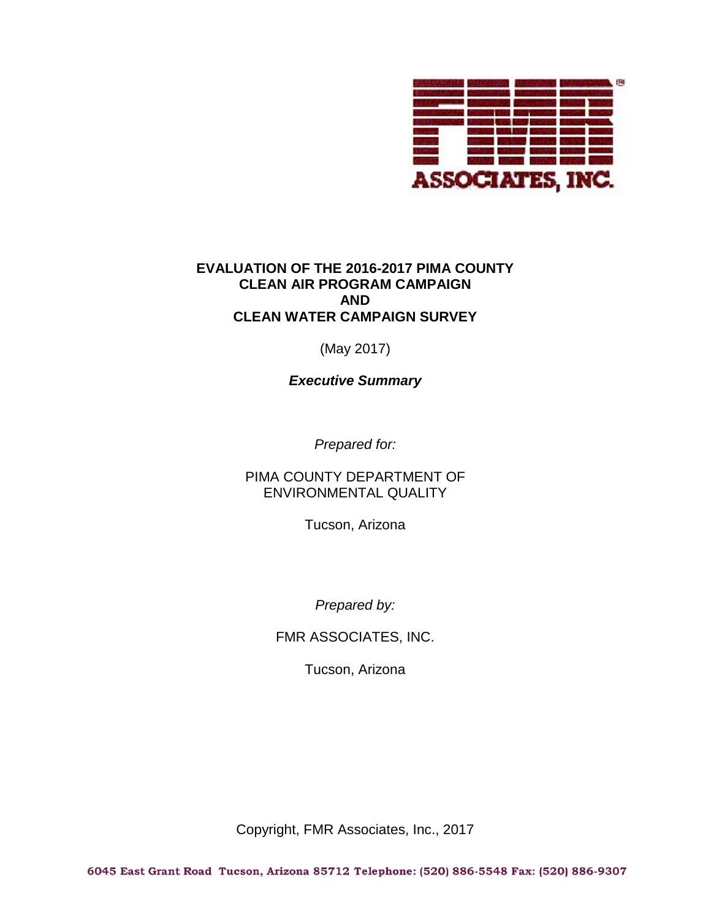FMR ASSOCIATES, INC.

# EVALUATION OF THE 2016-2017 PIMA COUNTY CLEAN AIR PROGRAM CAMPAIGN AND CLEAN WATER CAMPAIGN SURVEY

(May 2017)

***Executive Summary***

*Prepared for:*

PIMA COUNTY DEPARTMENT OF ENVIRONMENTAL QUALITY

Tucson, Arizona

*Prepared by:*

FMR ASSOCIATES, INC.

Tucson, Arizona

Copyright, FMR Associates, Inc., 2017

6045 East Grant Road Tucson, Arizona 85712 Telephone: (520) 886-5548 Fax: (520) 886-9307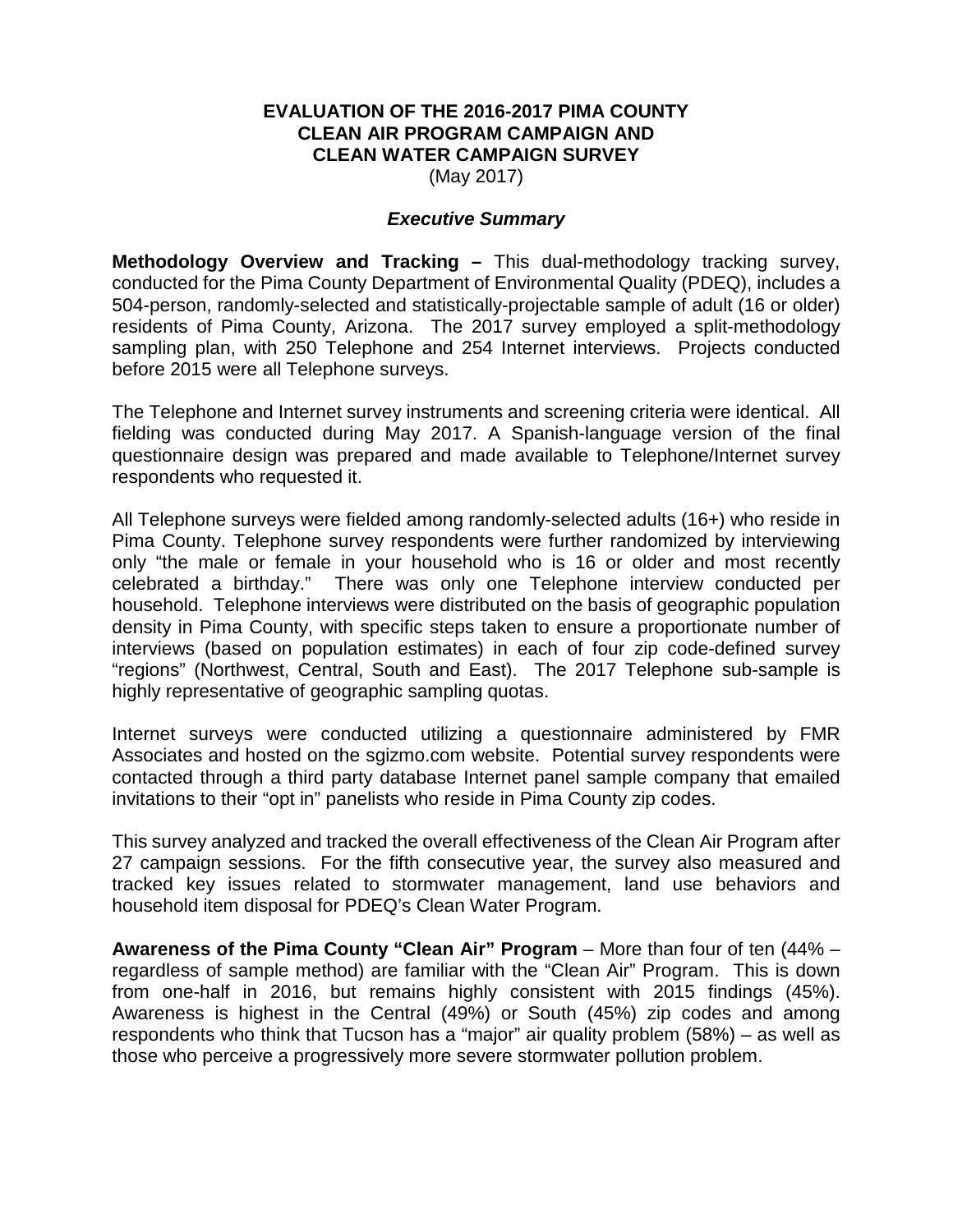**EVALUATION OF THE 2016-2017 PIMA COUNTY CLEAN AIR PROGRAM CAMPAIGN AND CLEAN WATER CAMPAIGN SURVEY**

(May 2017)

## *Executive Summary*

**Methodology Overview and Tracking –** This dual-methodology tracking survey, conducted for the Pima County Department of Environmental Quality (PDEQ), includes a 504-person, randomly-selected and statistically-projectable sample of adult (16 or older) residents of Pima County, Arizona. The 2017 survey employed a split-methodology sampling plan, with 250 Telephone and 254 Internet interviews. Projects conducted before 2015 were all Telephone surveys.

The Telephone and Internet survey instruments and screening criteria were identical. All fielding was conducted during May 2017. A Spanish-language version of the final questionnaire design was prepared and made available to Telephone/Internet survey respondents who requested it.

All Telephone surveys were fielded among randomly-selected adults (16+) who reside in Pima County. Telephone survey respondents were further randomized by interviewing only "the male or female in your household who is 16 or older and most recently celebrated a birthday." There was only one Telephone interview conducted per household. Telephone interviews were distributed on the basis of geographic population density in Pima County, with specific steps taken to ensure a proportionate number of interviews (based on population estimates) in each of four zip code-defined survey "regions" (Northwest, Central, South and East). The 2017 Telephone sub-sample is highly representative of geographic sampling quotas.

Internet surveys were conducted utilizing a questionnaire administered by FMR Associates and hosted on the sgizmo.com website. Potential survey respondents were contacted through a third party database Internet panel sample company that emailed invitations to their "opt in" panelists who reside in Pima County zip codes.

This survey analyzed and tracked the overall effectiveness of the Clean Air Program after 27 campaign sessions. For the fifth consecutive year, the survey also measured and tracked key issues related to stormwater management, land use behaviors and household item disposal for PDEQ's Clean Water Program.

**Awareness of the Pima County "Clean Air" Program** – More than four of ten (44% – regardless of sample method) are familiar with the "Clean Air" Program. This is down from one-half in 2016, but remains highly consistent with 2015 findings (45%). Awareness is highest in the Central (49%) or South (45%) zip codes and among respondents who think that Tucson has a "major" air quality problem (58%) – as well as those who perceive a progressively more severe stormwater pollution problem.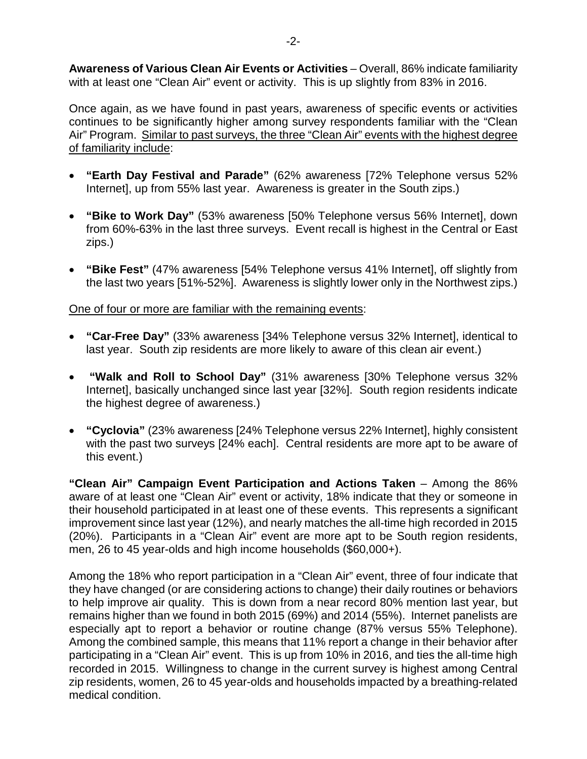**Awareness of Various Clean Air Events or Activities** – Overall, 86% indicate familiarity with at least one "Clean Air" event or activity. This is up slightly from 83% in 2016.

Once again, as we have found in past years, awareness of specific events or activities continues to be significantly higher among survey respondents familiar with the "Clean Air" Program. <u>Similar to past surveys, the three "Clean Air" events with the highest degree of familiarity include</u>:

- **"Earth Day Festival and Parade"** (62% awareness [72% Telephone versus 52% Internet], up from 55% last year. Awareness is greater in the South zips.)
- **"Bike to Work Day"** (53% awareness [50% Telephone versus 56% Internet], down from 60%-63% in the last three surveys. Event recall is highest in the Central or East zips.)
- **"Bike Fest"** (47% awareness [54% Telephone versus 41% Internet], off slightly from the last two years [51%-52%]. Awareness is slightly lower only in the Northwest zips.)

<u>One of four or more are familiar with the remaining events</u>:

- **"Car-Free Day"** (33% awareness [34% Telephone versus 32% Internet], identical to last year. South zip residents are more likely to aware of this clean air event.)
- **"Walk and Roll to School Day"** (31% awareness [30% Telephone versus 32% Internet], basically unchanged since last year [32%]. South region residents indicate the highest degree of awareness.)
- **"Cyclovia"** (23% awareness [24% Telephone versus 22% Internet], highly consistent with the past two surveys [24% each]. Central residents are more apt to be aware of this event.)

**"Clean Air" Campaign Event Participation and Actions Taken** – Among the 86% aware of at least one "Clean Air" event or activity, 18% indicate that they or someone in their household participated in at least one of these events. This represents a significant improvement since last year (12%), and nearly matches the all-time high recorded in 2015 (20%). Participants in a "Clean Air" event are more apt to be South region residents, men, 26 to 45 year-olds and high income households ($60,000+).

Among the 18% who report participation in a "Clean Air" event, three of four indicate that they have changed (or are considering actions to change) their daily routines or behaviors to help improve air quality. This is down from a near record 80% mention last year, but remains higher than we found in both 2015 (69%) and 2014 (55%). Internet panelists are especially apt to report a behavior or routine change (87% versus 55% Telephone). Among the combined sample, this means that 11% report a change in their behavior after participating in a "Clean Air" event. This is up from 10% in 2016, and ties the all-time high recorded in 2015. Willingness to change in the current survey is highest among Central zip residents, women, 26 to 45 year-olds and households impacted by a breathing-related medical condition.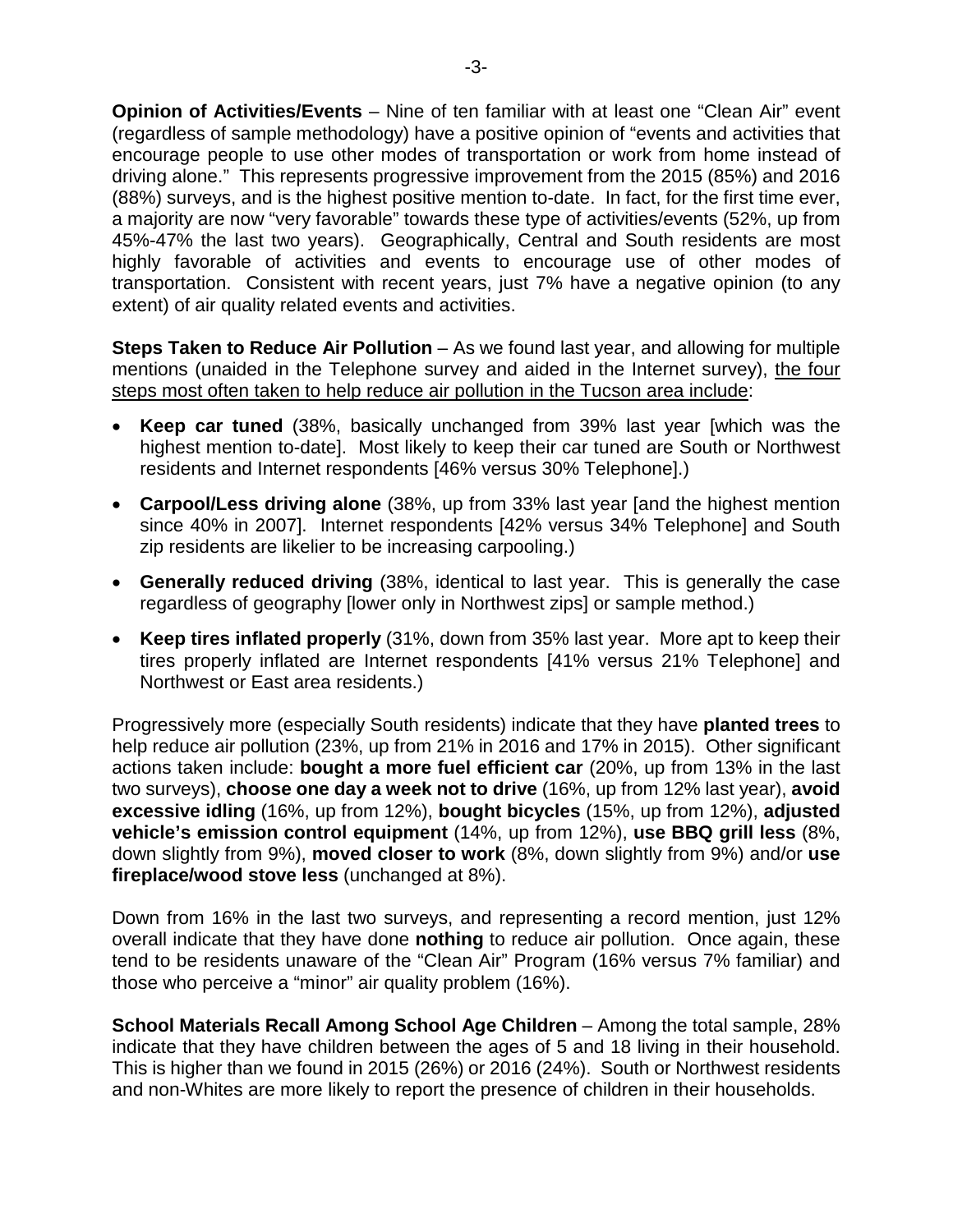**Opinion of Activities/Events** – Nine of ten familiar with at least one "Clean Air" event (regardless of sample methodology) have a positive opinion of "events and activities that encourage people to use other modes of transportation or work from home instead of driving alone." This represents progressive improvement from the 2015 (85%) and 2016 (88%) surveys, and is the highest positive mention to-date. In fact, for the first time ever, a majority are now "very favorable" towards these type of activities/events (52%, up from 45%-47% the last two years). Geographically, Central and South residents are most highly favorable of activities and events to encourage use of other modes of transportation. Consistent with recent years, just 7% have a negative opinion (to any extent) of air quality related events and activities.

**Steps Taken to Reduce Air Pollution** – As we found last year, and allowing for multiple mentions (unaided in the Telephone survey and aided in the Internet survey), <u>the four steps most often taken to help reduce air pollution in the Tucson area include</u>:

- **Keep car tuned** (38%, basically unchanged from 39% last year [which was the highest mention to-date]. Most likely to keep their car tuned are South or Northwest residents and Internet respondents [46% versus 30% Telephone].)
- **Carpool/Less driving alone** (38%, up from 33% last year [and the highest mention since 40% in 2007]. Internet respondents [42% versus 34% Telephone] and South zip residents are likelier to be increasing carpooling.)
- **Generally reduced driving** (38%, identical to last year. This is generally the case regardless of geography [lower only in Northwest zips] or sample method.)
- **Keep tires inflated properly** (31%, down from 35% last year. More apt to keep their tires properly inflated are Internet respondents [41% versus 21% Telephone] and Northwest or East area residents.)

Progressively more (especially South residents) indicate that they have **planted trees** to help reduce air pollution (23%, up from 21% in 2016 and 17% in 2015). Other significant actions taken include: **bought a more fuel efficient car** (20%, up from 13% in the last two surveys), **choose one day a week not to drive** (16%, up from 12% last year), **avoid excessive idling** (16%, up from 12%), **bought bicycles** (15%, up from 12%), **adjusted vehicle's emission control equipment** (14%, up from 12%), **use BBQ grill less** (8%, down slightly from 9%), **moved closer to work** (8%, down slightly from 9%) and/or **use fireplace/wood stove less** (unchanged at 8%).

Down from 16% in the last two surveys, and representing a record mention, just 12% overall indicate that they have done **nothing** to reduce air pollution. Once again, these tend to be residents unaware of the "Clean Air" Program (16% versus 7% familiar) and those who perceive a "minor" air quality problem (16%).

**School Materials Recall Among School Age Children** – Among the total sample, 28% indicate that they have children between the ages of 5 and 18 living in their household. This is higher than we found in 2015 (26%) or 2016 (24%). South or Northwest residents and non-Whites are more likely to report the presence of children in their households.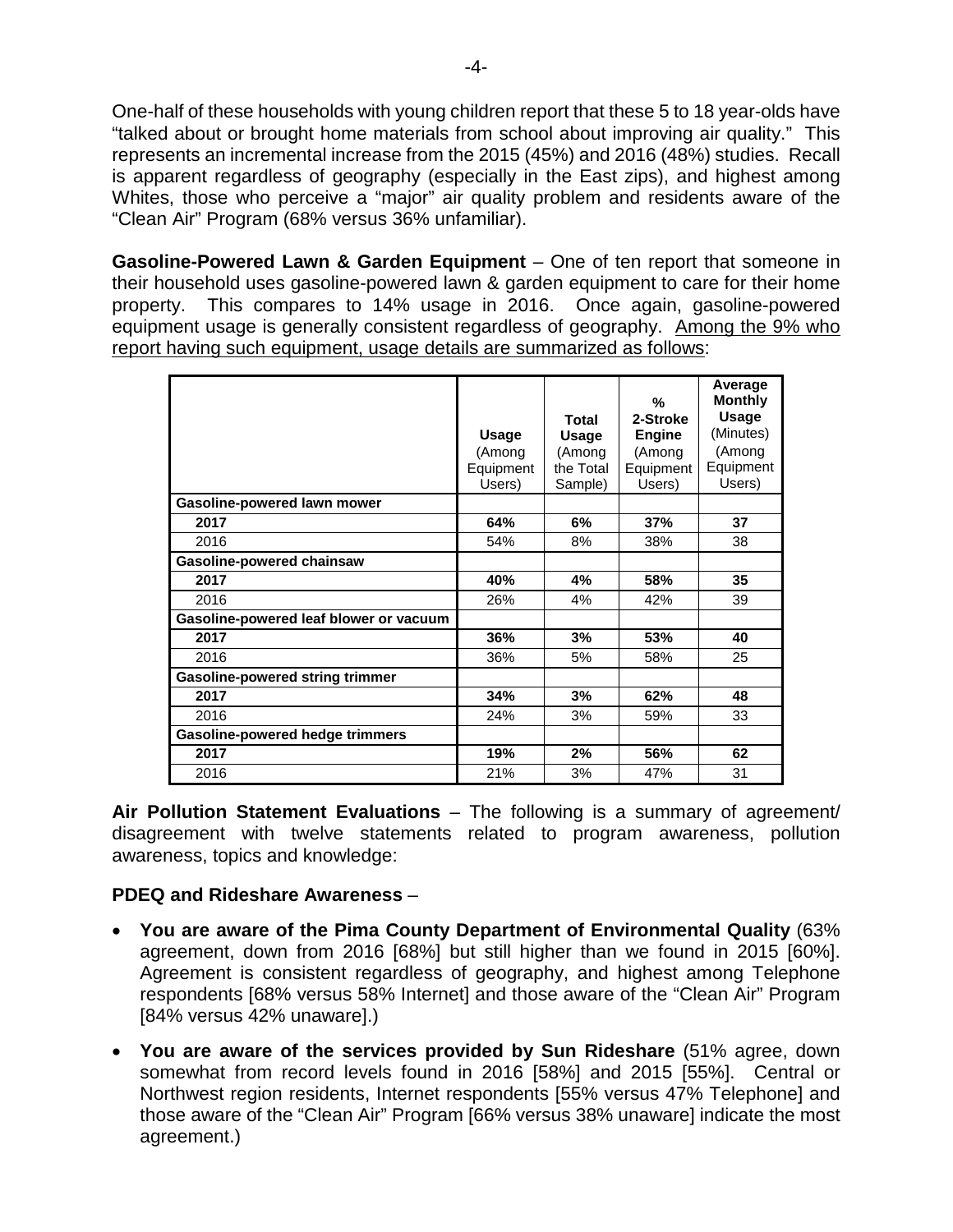One-half of these households with young children report that these 5 to 18 year-olds have "talked about or brought home materials from school about improving air quality." This represents an incremental increase from the 2015 (45%) and 2016 (48%) studies. Recall is apparent regardless of geography (especially in the East zips), and highest among Whites, those who perceive a "major" air quality problem and residents aware of the "Clean Air" Program (68% versus 36% unfamiliar).

**Gasoline-Powered Lawn & Garden Equipment** – One of ten report that someone in their household uses gasoline-powered lawn & garden equipment to care for their home property. This compares to 14% usage in 2016. Once again, gasoline-powered equipment usage is generally consistent regardless of geography. Among the 9% who report having such equipment, usage details are summarized as follows:

| | **Usage** (Among Equipment Users) | **Total Usage** (Among the Total Sample) | **% 2-Stroke Engine** (Among Equipment Users) | **Average Monthly Usage** (Minutes) (Among Equipment Users) |
|---|---|---|---|---|
| **Gasoline-powered lawn mower** | | | | |
| **2017** | **64%** | **6%** | **37%** | **37** |
| 2016 | 54% | 8% | 38% | 38 |
| **Gasoline-powered chainsaw** | | | | |
| **2017** | **40%** | **4%** | **58%** | **35** |
| 2016 | 26% | 4% | 42% | 39 |
| **Gasoline-powered leaf blower or vacuum** | | | | |
| **2017** | **36%** | **3%** | **53%** | **40** |
| 2016 | 36% | 5% | 58% | 25 |
| **Gasoline-powered string trimmer** | | | | |
| **2017** | **34%** | **3%** | **62%** | **48** |
| 2016 | 24% | 3% | 59% | 33 |
| **Gasoline-powered hedge trimmers** | | | | |
| **2017** | **19%** | **2%** | **56%** | **62** |
| 2016 | 21% | 3% | 47% | 31 |

**Air Pollution Statement Evaluations** – The following is a summary of agreement/ disagreement with twelve statements related to program awareness, pollution awareness, topics and knowledge:

**PDEQ and Rideshare Awareness** –

- **You are aware of the Pima County Department of Environmental Quality** (63% agreement, down from 2016 [68%] but still higher than we found in 2015 [60%]. Agreement is consistent regardless of geography, and highest among Telephone respondents [68% versus 58% Internet] and those aware of the "Clean Air" Program [84% versus 42% unaware].)
- **You are aware of the services provided by Sun Rideshare** (51% agree, down somewhat from record levels found in 2016 [58%] and 2015 [55%]. Central or Northwest region residents, Internet respondents [55% versus 47% Telephone] and those aware of the "Clean Air" Program [66% versus 38% unaware] indicate the most agreement.)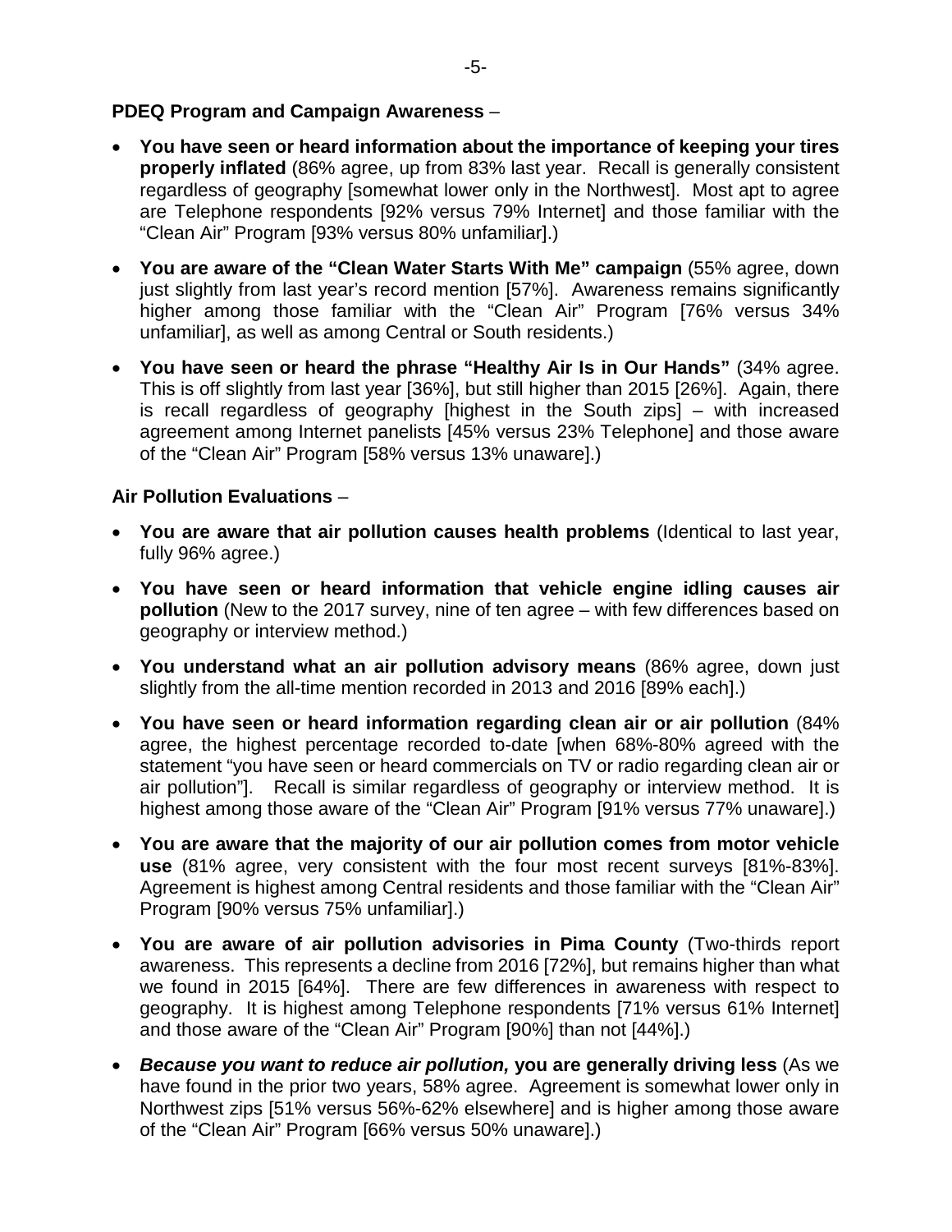**PDEQ Program and Campaign Awareness** –

- **You have seen or heard information about the importance of keeping your tires properly inflated** (86% agree, up from 83% last year. Recall is generally consistent regardless of geography [somewhat lower only in the Northwest]. Most apt to agree are Telephone respondents [92% versus 79% Internet] and those familiar with the "Clean Air" Program [93% versus 80% unfamiliar].)
- **You are aware of the "Clean Water Starts With Me" campaign** (55% agree, down just slightly from last year's record mention [57%]. Awareness remains significantly higher among those familiar with the "Clean Air" Program [76% versus 34% unfamiliar], as well as among Central or South residents.)
- **You have seen or heard the phrase "Healthy Air Is in Our Hands"** (34% agree. This is off slightly from last year [36%], but still higher than 2015 [26%]. Again, there is recall regardless of geography [highest in the South zips] – with increased agreement among Internet panelists [45% versus 23% Telephone] and those aware of the "Clean Air" Program [58% versus 13% unaware].)

**Air Pollution Evaluations** –

- **You are aware that air pollution causes health problems** (Identical to last year, fully 96% agree.)
- **You have seen or heard information that vehicle engine idling causes air pollution** (New to the 2017 survey, nine of ten agree – with few differences based on geography or interview method.)
- **You understand what an air pollution advisory means** (86% agree, down just slightly from the all-time mention recorded in 2013 and 2016 [89% each].)
- **You have seen or heard information regarding clean air or air pollution** (84% agree, the highest percentage recorded to-date [when 68%-80% agreed with the statement "you have seen or heard commercials on TV or radio regarding clean air or air pollution"]. Recall is similar regardless of geography or interview method. It is highest among those aware of the "Clean Air" Program [91% versus 77% unaware].)
- **You are aware that the majority of our air pollution comes from motor vehicle use** (81% agree, very consistent with the four most recent surveys [81%-83%]. Agreement is highest among Central residents and those familiar with the "Clean Air" Program [90% versus 75% unfamiliar].)
- **You are aware of air pollution advisories in Pima County** (Two-thirds report awareness. This represents a decline from 2016 [72%], but remains higher than what we found in 2015 [64%]. There are few differences in awareness with respect to geography. It is highest among Telephone respondents [71% versus 61% Internet] and those aware of the "Clean Air" Program [90%] than not [44%].)
- ***Because you want to reduce air pollution,*** **you are generally driving less** (As we have found in the prior two years, 58% agree. Agreement is somewhat lower only in Northwest zips [51% versus 56%-62% elsewhere] and is higher among those aware of the "Clean Air" Program [66% versus 50% unaware].)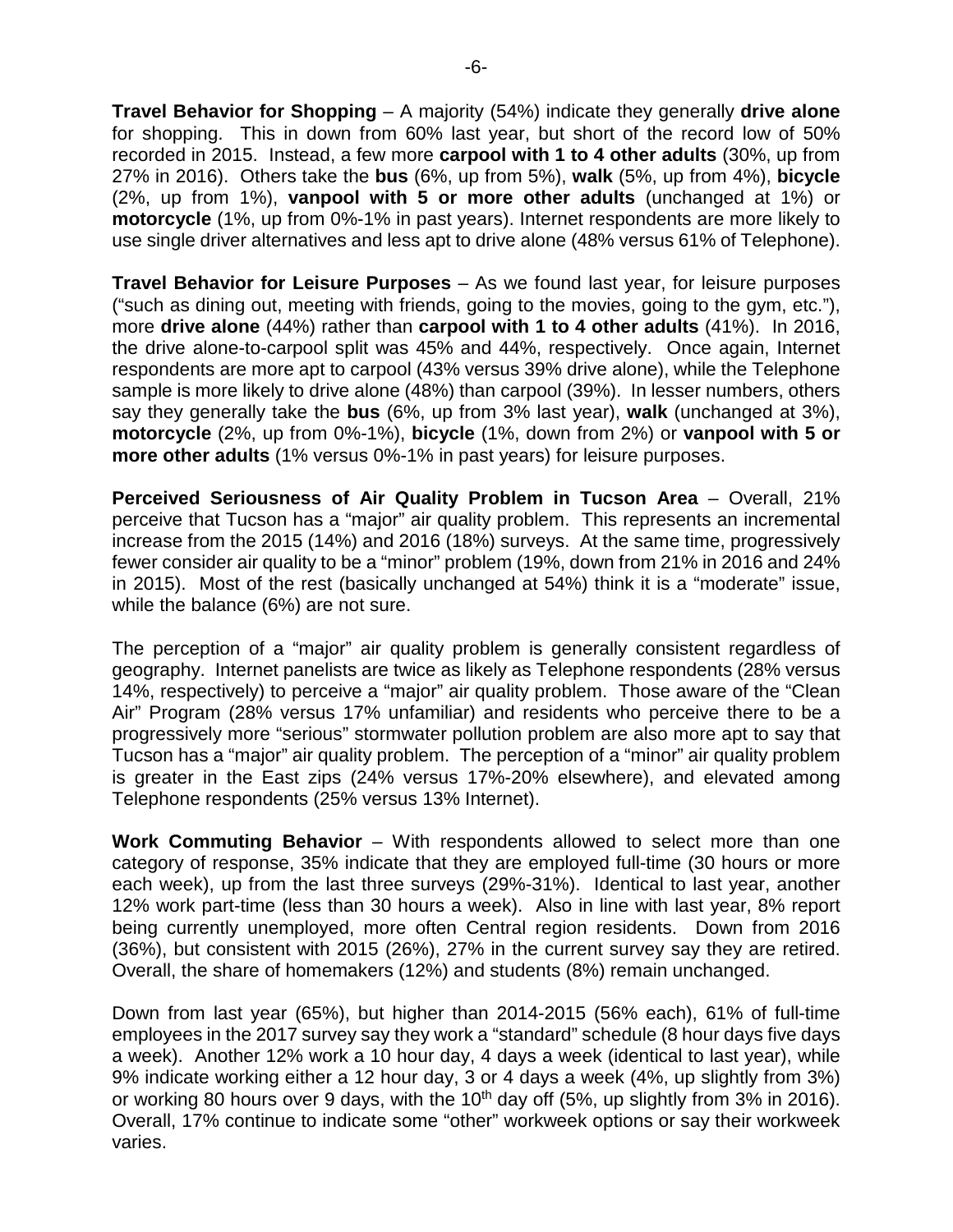**Travel Behavior for Shopping** – A majority (54%) indicate they generally **drive alone** for shopping. This in down from 60% last year, but short of the record low of 50% recorded in 2015. Instead, a few more **carpool with 1 to 4 other adults** (30%, up from 27% in 2016). Others take the **bus** (6%, up from 5%), **walk** (5%, up from 4%), **bicycle** (2%, up from 1%), **vanpool with 5 or more other adults** (unchanged at 1%) or **motorcycle** (1%, up from 0%-1% in past years). Internet respondents are more likely to use single driver alternatives and less apt to drive alone (48% versus 61% of Telephone).

**Travel Behavior for Leisure Purposes** – As we found last year, for leisure purposes ("such as dining out, meeting with friends, going to the movies, going to the gym, etc."), more **drive alone** (44%) rather than **carpool with 1 to 4 other adults** (41%). In 2016, the drive alone-to-carpool split was 45% and 44%, respectively. Once again, Internet respondents are more apt to carpool (43% versus 39% drive alone), while the Telephone sample is more likely to drive alone (48%) than carpool (39%). In lesser numbers, others say they generally take the **bus** (6%, up from 3% last year), **walk** (unchanged at 3%), **motorcycle** (2%, up from 0%-1%), **bicycle** (1%, down from 2%) or **vanpool with 5 or more other adults** (1% versus 0%-1% in past years) for leisure purposes.

**Perceived Seriousness of Air Quality Problem in Tucson Area** – Overall, 21% perceive that Tucson has a "major" air quality problem. This represents an incremental increase from the 2015 (14%) and 2016 (18%) surveys. At the same time, progressively fewer consider air quality to be a "minor" problem (19%, down from 21% in 2016 and 24% in 2015). Most of the rest (basically unchanged at 54%) think it is a "moderate" issue, while the balance (6%) are not sure.

The perception of a "major" air quality problem is generally consistent regardless of geography. Internet panelists are twice as likely as Telephone respondents (28% versus 14%, respectively) to perceive a "major" air quality problem. Those aware of the "Clean Air" Program (28% versus 17% unfamiliar) and residents who perceive there to be a progressively more "serious" stormwater pollution problem are also more apt to say that Tucson has a "major" air quality problem. The perception of a "minor" air quality problem is greater in the East zips (24% versus 17%-20% elsewhere), and elevated among Telephone respondents (25% versus 13% Internet).

**Work Commuting Behavior** – With respondents allowed to select more than one category of response, 35% indicate that they are employed full-time (30 hours or more each week), up from the last three surveys (29%-31%). Identical to last year, another 12% work part-time (less than 30 hours a week). Also in line with last year, 8% report being currently unemployed, more often Central region residents. Down from 2016 (36%), but consistent with 2015 (26%), 27% in the current survey say they are retired. Overall, the share of homemakers (12%) and students (8%) remain unchanged.

Down from last year (65%), but higher than 2014-2015 (56% each), 61% of full-time employees in the 2017 survey say they work a "standard" schedule (8 hour days five days a week). Another 12% work a 10 hour day, 4 days a week (identical to last year), while 9% indicate working either a 12 hour day, 3 or 4 days a week (4%, up slightly from 3%) or working 80 hours over 9 days, with the 10th day off (5%, up slightly from 3% in 2016). Overall, 17% continue to indicate some "other" workweek options or say their workweek varies.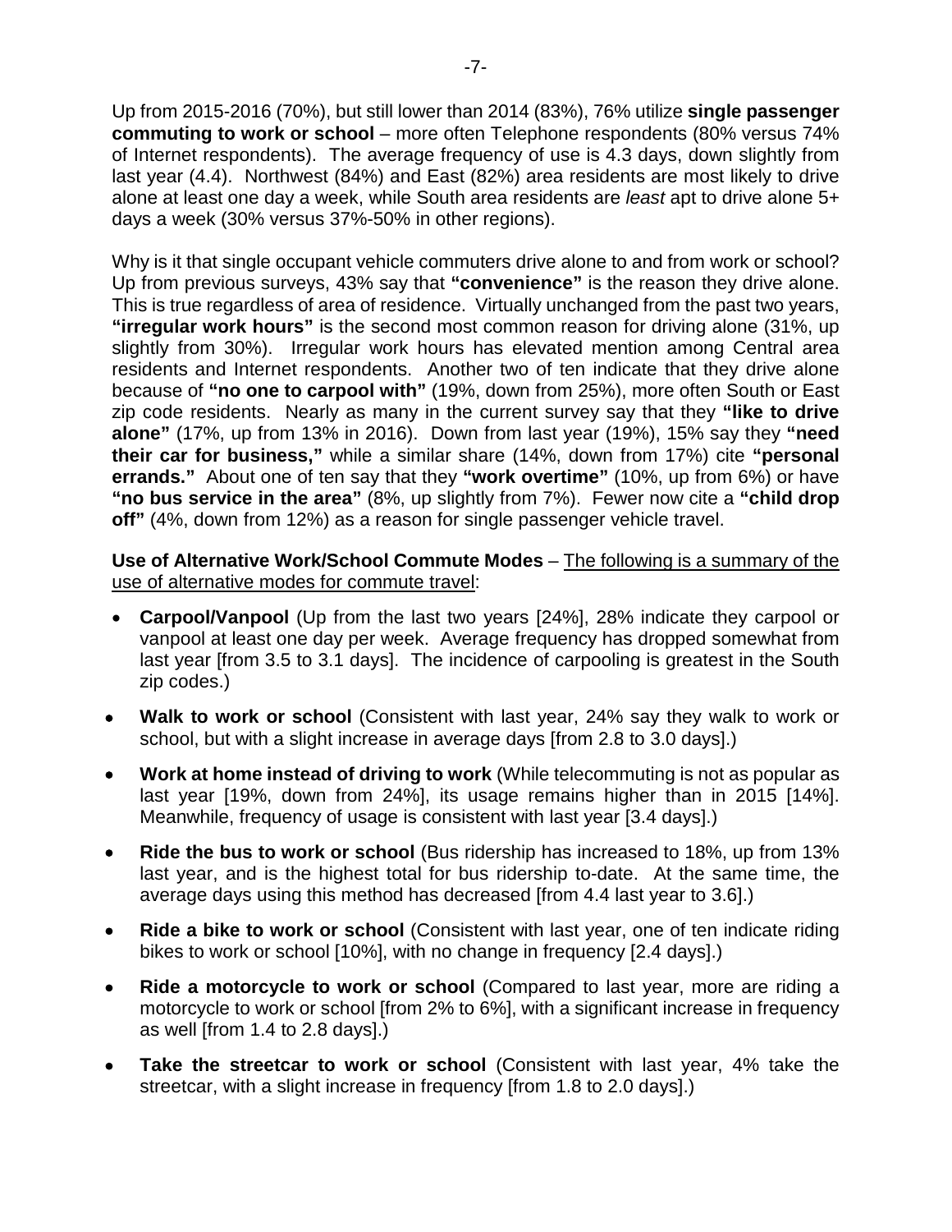Up from 2015-2016 (70%), but still lower than 2014 (83%), 76% utilize **single passenger commuting to work or school** – more often Telephone respondents (80% versus 74% of Internet respondents). The average frequency of use is 4.3 days, down slightly from last year (4.4). Northwest (84%) and East (82%) area residents are most likely to drive alone at least one day a week, while South area residents are *least* apt to drive alone 5+ days a week (30% versus 37%-50% in other regions).

Why is it that single occupant vehicle commuters drive alone to and from work or school? Up from previous surveys, 43% say that **"convenience"** is the reason they drive alone. This is true regardless of area of residence. Virtually unchanged from the past two years, **"irregular work hours"** is the second most common reason for driving alone (31%, up slightly from 30%). Irregular work hours has elevated mention among Central area residents and Internet respondents. Another two of ten indicate that they drive alone because of **"no one to carpool with"** (19%, down from 25%), more often South or East zip code residents. Nearly as many in the current survey say that they **"like to drive alone"** (17%, up from 13% in 2016). Down from last year (19%), 15% say they **"need their car for business,"** while a similar share (14%, down from 17%) cite **"personal errands."** About one of ten say that they **"work overtime"** (10%, up from 6%) or have **"no bus service in the area"** (8%, up slightly from 7%). Fewer now cite a **"child drop off"** (4%, down from 12%) as a reason for single passenger vehicle travel.

**Use of Alternative Work/School Commute Modes** – <u>The following is a summary of the use of alternative modes for commute travel</u>:

- **Carpool/Vanpool** (Up from the last two years [24%], 28% indicate they carpool or vanpool at least one day per week. Average frequency has dropped somewhat from last year [from 3.5 to 3.1 days]. The incidence of carpooling is greatest in the South zip codes.)
- **Walk to work or school** (Consistent with last year, 24% say they walk to work or school, but with a slight increase in average days [from 2.8 to 3.0 days].)
- **Work at home instead of driving to work** (While telecommuting is not as popular as last year [19%, down from 24%], its usage remains higher than in 2015 [14%]. Meanwhile, frequency of usage is consistent with last year [3.4 days].)
- **Ride the bus to work or school** (Bus ridership has increased to 18%, up from 13% last year, and is the highest total for bus ridership to-date. At the same time, the average days using this method has decreased [from 4.4 last year to 3.6].)
- **Ride a bike to work or school** (Consistent with last year, one of ten indicate riding bikes to work or school [10%], with no change in frequency [2.4 days].)
- **Ride a motorcycle to work or school** (Compared to last year, more are riding a motorcycle to work or school [from 2% to 6%], with a significant increase in frequency as well [from 1.4 to 2.8 days].)
- **Take the streetcar to work or school** (Consistent with last year, 4% take the streetcar, with a slight increase in frequency [from 1.8 to 2.0 days].)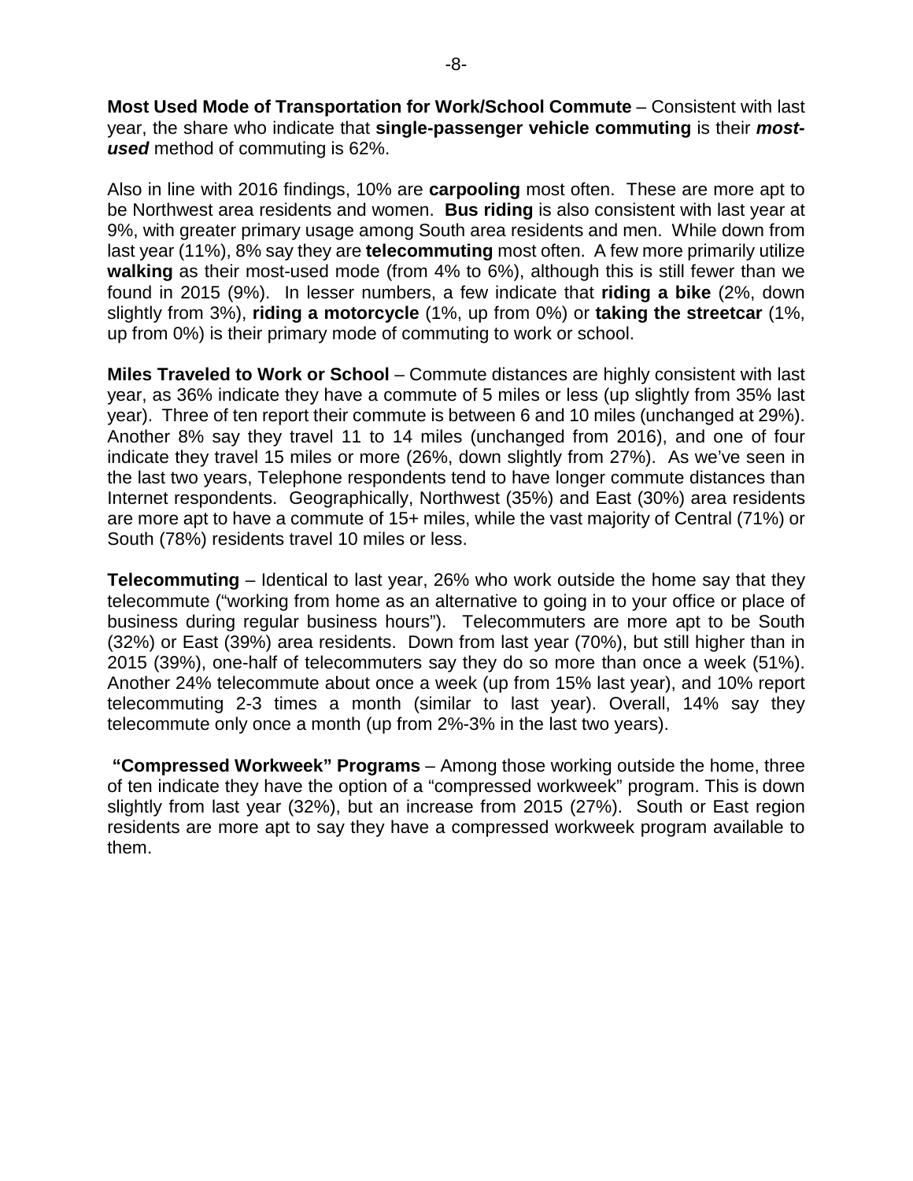**Most Used Mode of Transportation for Work/School Commute** – Consistent with last year, the share who indicate that **single-passenger vehicle commuting** is their ***most-used*** method of commuting is 62%.

Also in line with 2016 findings, 10% are **carpooling** most often. These are more apt to be Northwest area residents and women. **Bus riding** is also consistent with last year at 9%, with greater primary usage among South area residents and men. While down from last year (11%), 8% say they are **telecommuting** most often. A few more primarily utilize **walking** as their most-used mode (from 4% to 6%), although this is still fewer than we found in 2015 (9%). In lesser numbers, a few indicate that **riding a bike** (2%, down slightly from 3%), **riding a motorcycle** (1%, up from 0%) or **taking the streetcar** (1%, up from 0%) is their primary mode of commuting to work or school.

**Miles Traveled to Work or School** – Commute distances are highly consistent with last year, as 36% indicate they have a commute of 5 miles or less (up slightly from 35% last year). Three of ten report their commute is between 6 and 10 miles (unchanged at 29%). Another 8% say they travel 11 to 14 miles (unchanged from 2016), and one of four indicate they travel 15 miles or more (26%, down slightly from 27%). As we've seen in the last two years, Telephone respondents tend to have longer commute distances than Internet respondents. Geographically, Northwest (35%) and East (30%) area residents are more apt to have a commute of 15+ miles, while the vast majority of Central (71%) or South (78%) residents travel 10 miles or less.

**Telecommuting** – Identical to last year, 26% who work outside the home say that they telecommute ("working from home as an alternative to going in to your office or place of business during regular business hours"). Telecommuters are more apt to be South (32%) or East (39%) area residents. Down from last year (70%), but still higher than in 2015 (39%), one-half of telecommuters say they do so more than once a week (51%). Another 24% telecommute about once a week (up from 15% last year), and 10% report telecommuting 2-3 times a month (similar to last year). Overall, 14% say they telecommute only once a month (up from 2%-3% in the last two years).

**"Compressed Workweek" Programs** – Among those working outside the home, three of ten indicate they have the option of a "compressed workweek" program. This is down slightly from last year (32%), but an increase from 2015 (27%). South or East region residents are more apt to say they have a compressed workweek program available to them.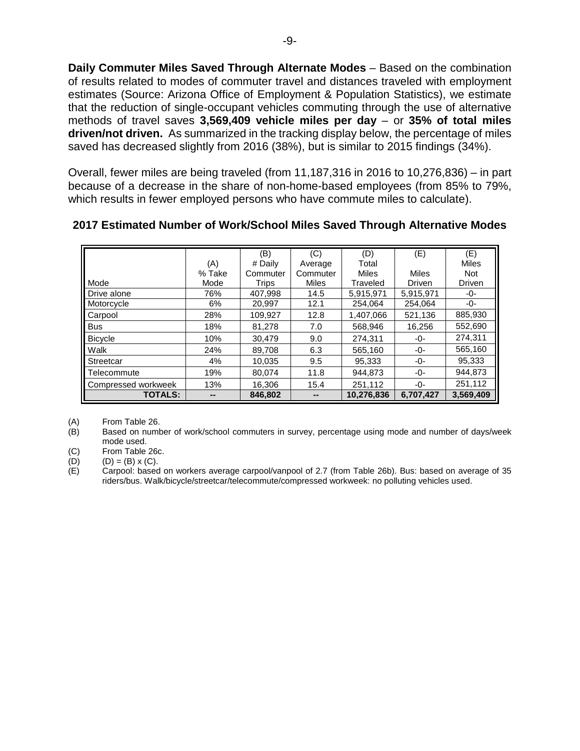**Daily Commuter Miles Saved Through Alternate Modes** – Based on the combination of results related to modes of commuter travel and distances traveled with employment estimates (Source: Arizona Office of Employment & Population Statistics), we estimate that the reduction of single-occupant vehicles commuting through the use of alternative methods of travel saves **3,569,409 vehicle miles per day** – or **35% of total miles driven/not driven.** As summarized in the tracking display below, the percentage of miles saved has decreased slightly from 2016 (38%), but is similar to 2015 findings (34%).

Overall, fewer miles are being traveled (from 11,187,316 in 2016 to 10,276,836) – in part because of a decrease in the share of non-home-based employees (from 85% to 79%, which results in fewer employed persons who have commute miles to calculate).

**2017 Estimated Number of Work/School Miles Saved Through Alternative Modes**

| Mode | (A) % Take Mode | (B) # Daily Commuter Trips | (C) Average Commuter Miles | (D) Total Miles Traveled | (E) Miles Driven | (E) Miles Not Driven |
|---|---|---|---|---|---|---|
| Drive alone | 76% | 407,998 | 14.5 | 5,915,971 | 5,915,971 | -0- |
| Motorcycle | 6% | 20,997 | 12.1 | 254,064 | 254,064 | -0- |
| Carpool | 28% | 109,927 | 12.8 | 1,407,066 | 521,136 | 885,930 |
| Bus | 18% | 81,278 | 7.0 | 568,946 | 16,256 | 552,690 |
| Bicycle | 10% | 30,479 | 9.0 | 274,311 | -0- | 274,311 |
| Walk | 24% | 89,708 | 6.3 | 565,160 | -0- | 565,160 |
| Streetcar | 4% | 10,035 | 9.5 | 95,333 | -0- | 95,333 |
| Telecommute | 19% | 80,074 | 11.8 | 944,873 | -0- | 944,873 |
| Compressed workweek | 13% | 16,306 | 15.4 | 251,112 | -0- | 251,112 |
| **TOTALS:** | **--** | **846,802** | **--** | **10,276,836** | **6,707,427** | **3,569,409** |

(A) From Table 26.
(B) Based on number of work/school commuters in survey, percentage using mode and number of days/week mode used.
(C) From Table 26c.
(D) (D) = (B) x (C).
(E) Carpool: based on workers average carpool/vanpool of 2.7 (from Table 26b). Bus: based on average of 35 riders/bus. Walk/bicycle/streetcar/telecommute/compressed workweek: no polluting vehicles used.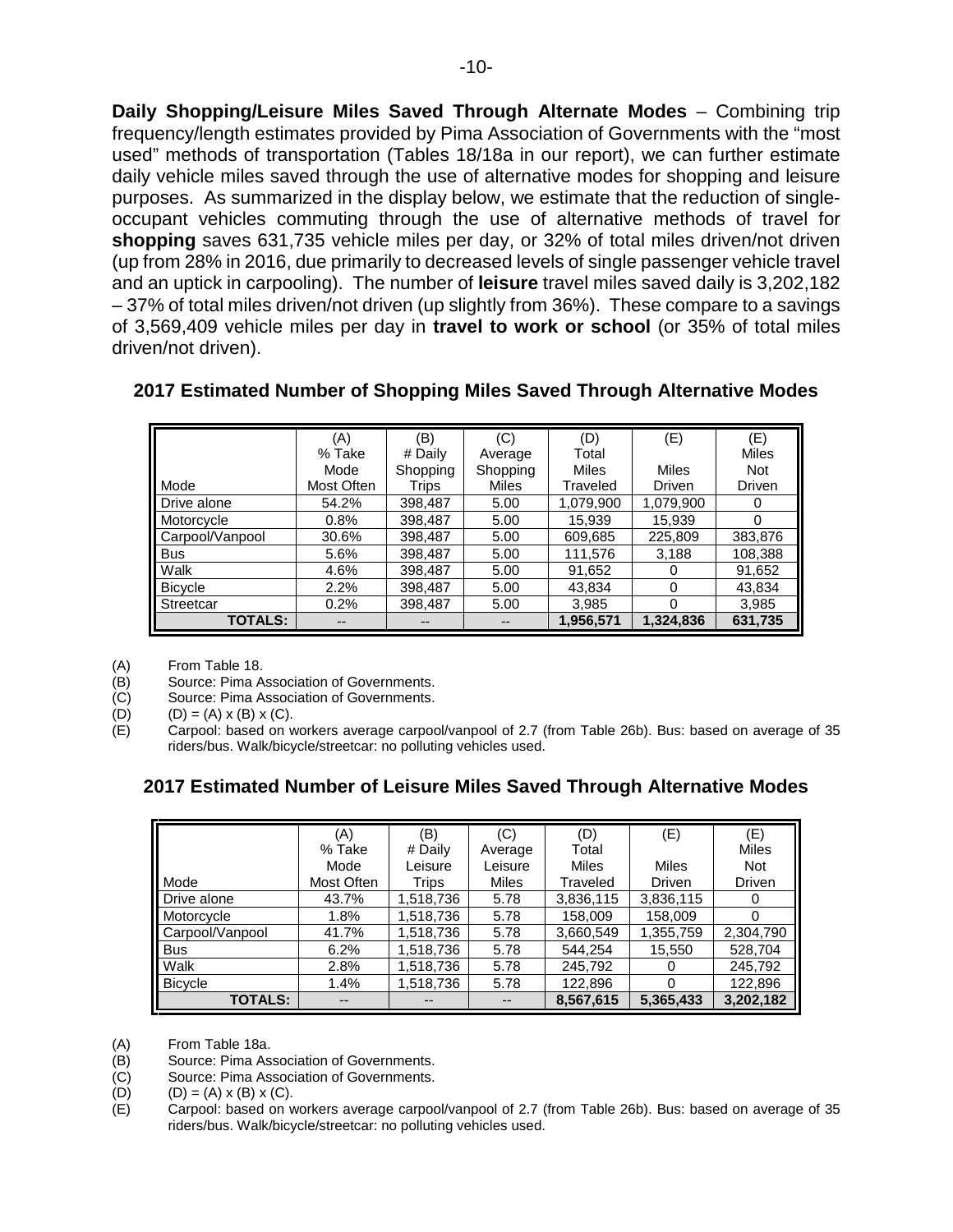**Daily Shopping/Leisure Miles Saved Through Alternate Modes** – Combining trip frequency/length estimates provided by Pima Association of Governments with the "most used" methods of transportation (Tables 18/18a in our report), we can further estimate daily vehicle miles saved through the use of alternative modes for shopping and leisure purposes. As summarized in the display below, we estimate that the reduction of single-occupant vehicles commuting through the use of alternative methods of travel for **shopping** saves 631,735 vehicle miles per day, or 32% of total miles driven/not driven (up from 28% in 2016, due primarily to decreased levels of single passenger vehicle travel and an uptick in carpooling). The number of **leisure** travel miles saved daily is 3,202,182 – 37% of total miles driven/not driven (up slightly from 36%). These compare to a savings of 3,569,409 vehicle miles per day in **travel to work or school** (or 35% of total miles driven/not driven).

### 2017 Estimated Number of Shopping Miles Saved Through Alternative Modes

| Mode | (A) % Take Mode Most Often | (B) # Daily Shopping Trips | (C) Average Shopping Miles | (D) Total Miles Traveled | (E) Miles Driven | (E) Miles Not Driven |
|---|---|---|---|---|---|---|
| Drive alone | 54.2% | 398,487 | 5.00 | 1,079,900 | 1,079,900 | 0 |
| Motorcycle | 0.8% | 398,487 | 5.00 | 15,939 | 15,939 | 0 |
| Carpool/Vanpool | 30.6% | 398,487 | 5.00 | 609,685 | 225,809 | 383,876 |
| Bus | 5.6% | 398,487 | 5.00 | 111,576 | 3,188 | 108,388 |
| Walk | 4.6% | 398,487 | 5.00 | 91,652 | 0 | 91,652 |
| Bicycle | 2.2% | 398,487 | 5.00 | 43,834 | 0 | 43,834 |
| Streetcar | 0.2% | 398,487 | 5.00 | 3,985 | 0 | 3,985 |
| **TOTALS:** | -- | -- | -- | **1,956,571** | **1,324,836** | **631,735** |

(A) From Table 18.
(B) Source: Pima Association of Governments.
(C) Source: Pima Association of Governments.
(D) (D) = (A) x (B) x (C).
(E) Carpool: based on workers average carpool/vanpool of 2.7 (from Table 26b). Bus: based on average of 35 riders/bus. Walk/bicycle/streetcar: no polluting vehicles used.

### 2017 Estimated Number of Leisure Miles Saved Through Alternative Modes

| Mode | (A) % Take Mode Most Often | (B) # Daily Leisure Trips | (C) Average Leisure Miles | (D) Total Miles Traveled | (E) Miles Driven | (E) Miles Not Driven |
|---|---|---|---|---|---|---|
| Drive alone | 43.7% | 1,518,736 | 5.78 | 3,836,115 | 3,836,115 | 0 |
| Motorcycle | 1.8% | 1,518,736 | 5.78 | 158,009 | 158,009 | 0 |
| Carpool/Vanpool | 41.7% | 1,518,736 | 5.78 | 3,660,549 | 1,355,759 | 2,304,790 |
| Bus | 6.2% | 1,518,736 | 5.78 | 544,254 | 15,550 | 528,704 |
| Walk | 2.8% | 1,518,736 | 5.78 | 245,792 | 0 | 245,792 |
| Bicycle | 1.4% | 1,518,736 | 5.78 | 122,896 | 0 | 122,896 |
| **TOTALS:** | -- | -- | -- | **8,567,615** | **5,365,433** | **3,202,182** |

(A) From Table 18a.
(B) Source: Pima Association of Governments.
(C) Source: Pima Association of Governments.
(D) (D) = (A) x (B) x (C).
(E) Carpool: based on workers average carpool/vanpool of 2.7 (from Table 26b). Bus: based on average of 35 riders/bus. Walk/bicycle/streetcar: no polluting vehicles used.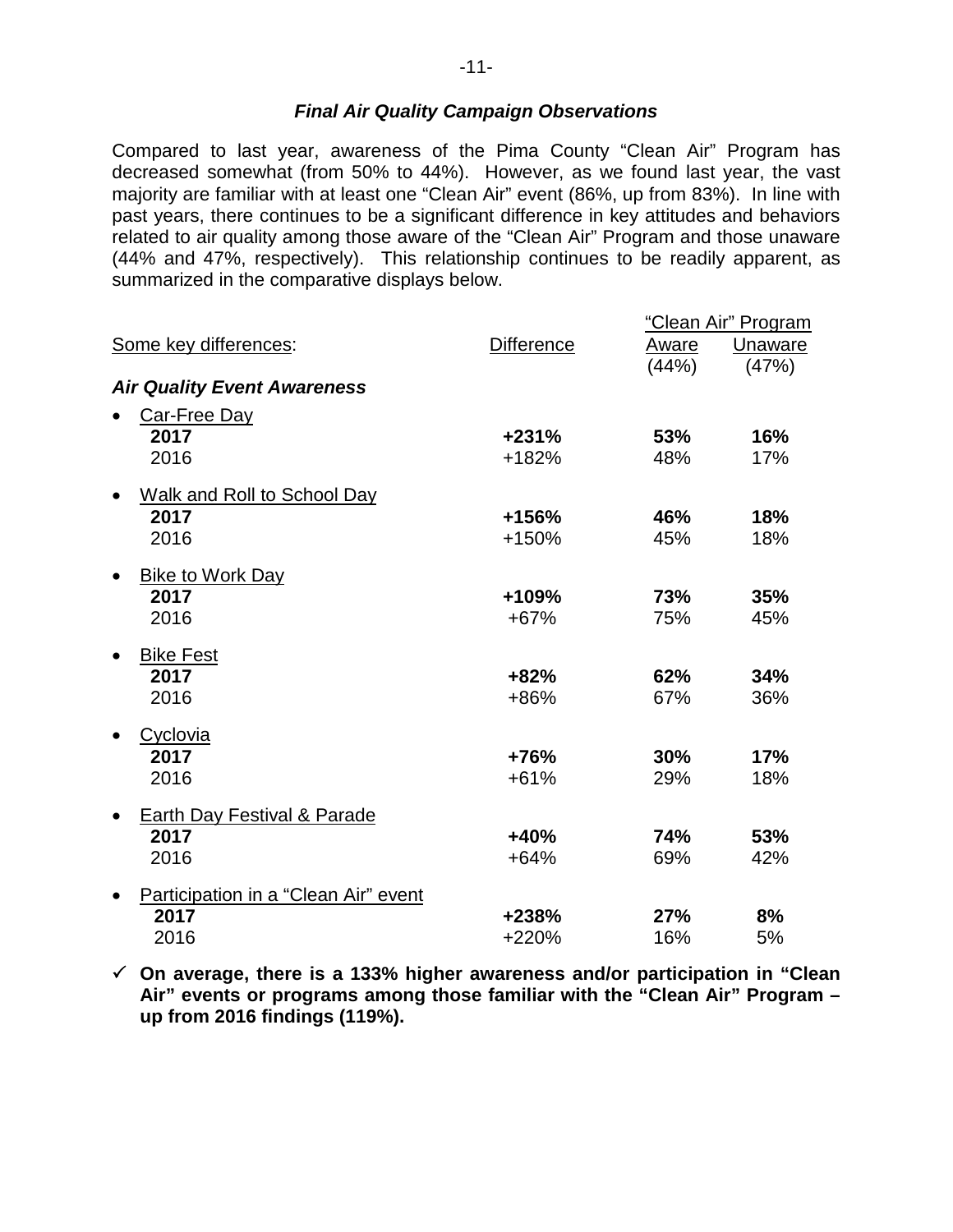### *Final Air Quality Campaign Observations*

Compared to last year, awareness of the Pima County "Clean Air" Program has decreased somewhat (from 50% to 44%). However, as we found last year, the vast majority are familiar with at least one "Clean Air" event (86%, up from 83%). In line with past years, there continues to be a significant difference in key attitudes and behaviors related to air quality among those aware of the "Clean Air" Program and those unaware (44% and 47%, respectively). This relationship continues to be readily apparent, as summarized in the comparative displays below.

| Some key differences: | Difference | "Clean Air" Program Aware (44%) | "Clean Air" Program Unaware (47%) |
|---|---|---|---|
| ***Air Quality Event Awareness*** | | | |
| • Car-Free Day | | | |
| **2017** | **+231%** | **53%** | **16%** |
| 2016 | +182% | 48% | 17% |
| • Walk and Roll to School Day | | | |
| **2017** | **+156%** | **46%** | **18%** |
| 2016 | +150% | 45% | 18% |
| • Bike to Work Day | | | |
| **2017** | **+109%** | **73%** | **35%** |
| 2016 | +67% | 75% | 45% |
| • Bike Fest | | | |
| **2017** | **+82%** | **62%** | **34%** |
| 2016 | +86% | 67% | 36% |
| • Cyclovia | | | |
| **2017** | **+76%** | **30%** | **17%** |
| 2016 | +61% | 29% | 18% |
| • Earth Day Festival & Parade | | | |
| **2017** | **+40%** | **74%** | **53%** |
| 2016 | +64% | 69% | 42% |
| • Participation in a "Clean Air" event | | | |
| **2017** | **+238%** | **27%** | **8%** |
| 2016 | +220% | 16% | 5% |

✓ **On average, there is a 133% higher awareness and/or participation in "Clean Air" events or programs among those familiar with the "Clean Air" Program – up from 2016 findings (119%).**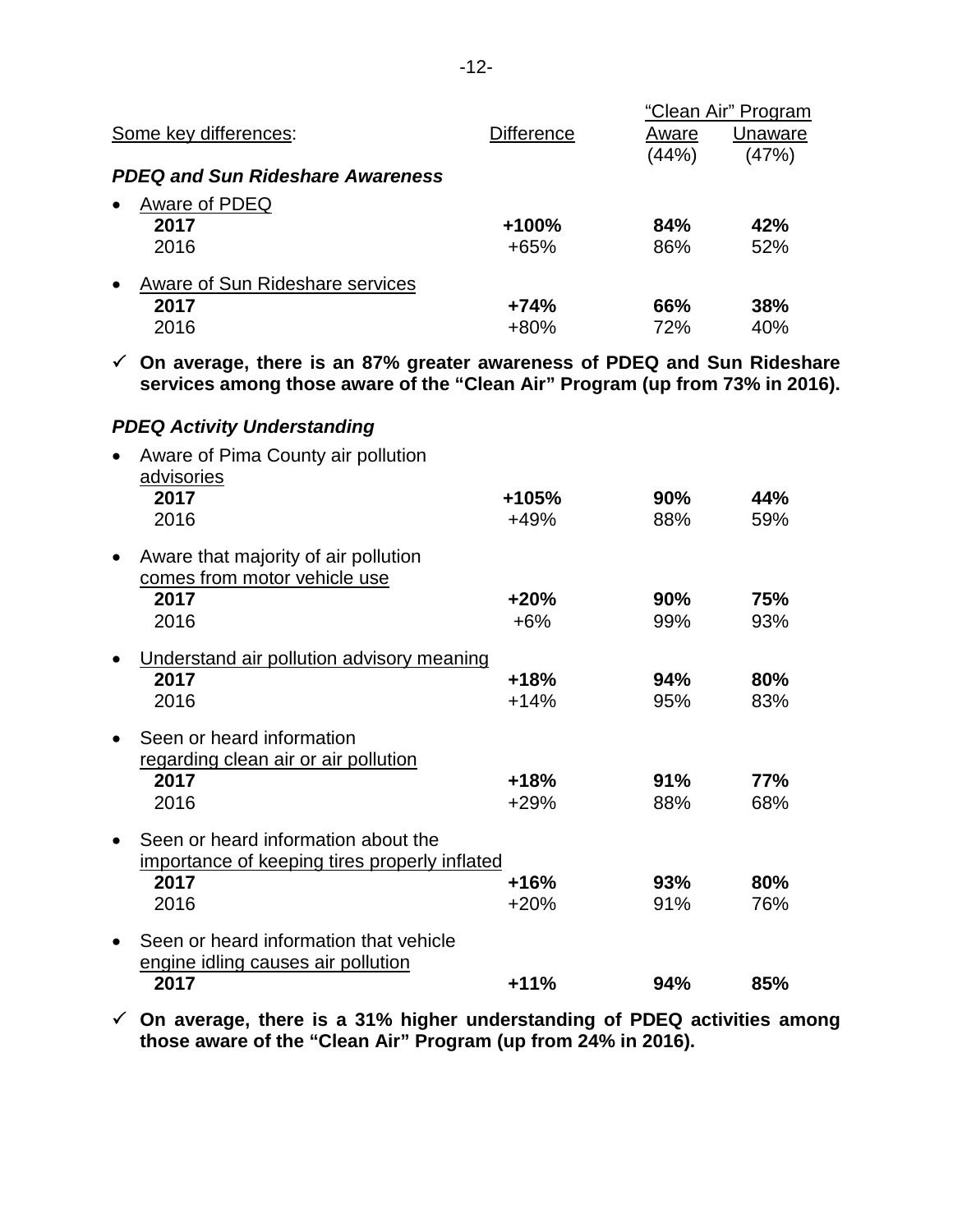| Some key differences: | Difference | "Clean Air" Program Aware (44%) | "Clean Air" Program Unaware (47%) |
|---|---|---|---|
| ***PDEQ and Sun Rideshare Awareness*** | | | |
| • Aware of PDEQ | | | |
| **2017** | **+100%** | **84%** | **42%** |
| 2016 | +65% | 86% | 52% |
| • Aware of Sun Rideshare services | | | |
| **2017** | **+74%** | **66%** | **38%** |
| 2016 | +80% | 72% | 40% |

✓ **On average, there is an 87% greater awareness of PDEQ and Sun Rideshare services among those aware of the "Clean Air" Program (up from 73% in 2016).**

| | Difference | Aware | Unaware |
|---|---|---|---|
| ***PDEQ Activity Understanding*** | | | |
| • Aware of Pima County air pollution advisories | | | |
| **2017** | **+105%** | **90%** | **44%** |
| 2016 | +49% | 88% | 59% |
| • Aware that majority of air pollution comes from motor vehicle use | | | |
| **2017** | **+20%** | **90%** | **75%** |
| 2016 | +6% | 99% | 93% |
| • Understand air pollution advisory meaning | | | |
| **2017** | **+18%** | **94%** | **80%** |
| 2016 | +14% | 95% | 83% |
| • Seen or heard information regarding clean air or air pollution | | | |
| **2017** | **+18%** | **91%** | **77%** |
| 2016 | +29% | 88% | 68% |
| • Seen or heard information about the importance of keeping tires properly inflated | | | |
| **2017** | **+16%** | **93%** | **80%** |
| 2016 | +20% | 91% | 76% |
| • Seen or heard information that vehicle engine idling causes air pollution | | | |
| **2017** | **+11%** | **94%** | **85%** |

✓ **On average, there is a 31% higher understanding of PDEQ activities among those aware of the "Clean Air" Program (up from 24% in 2016).**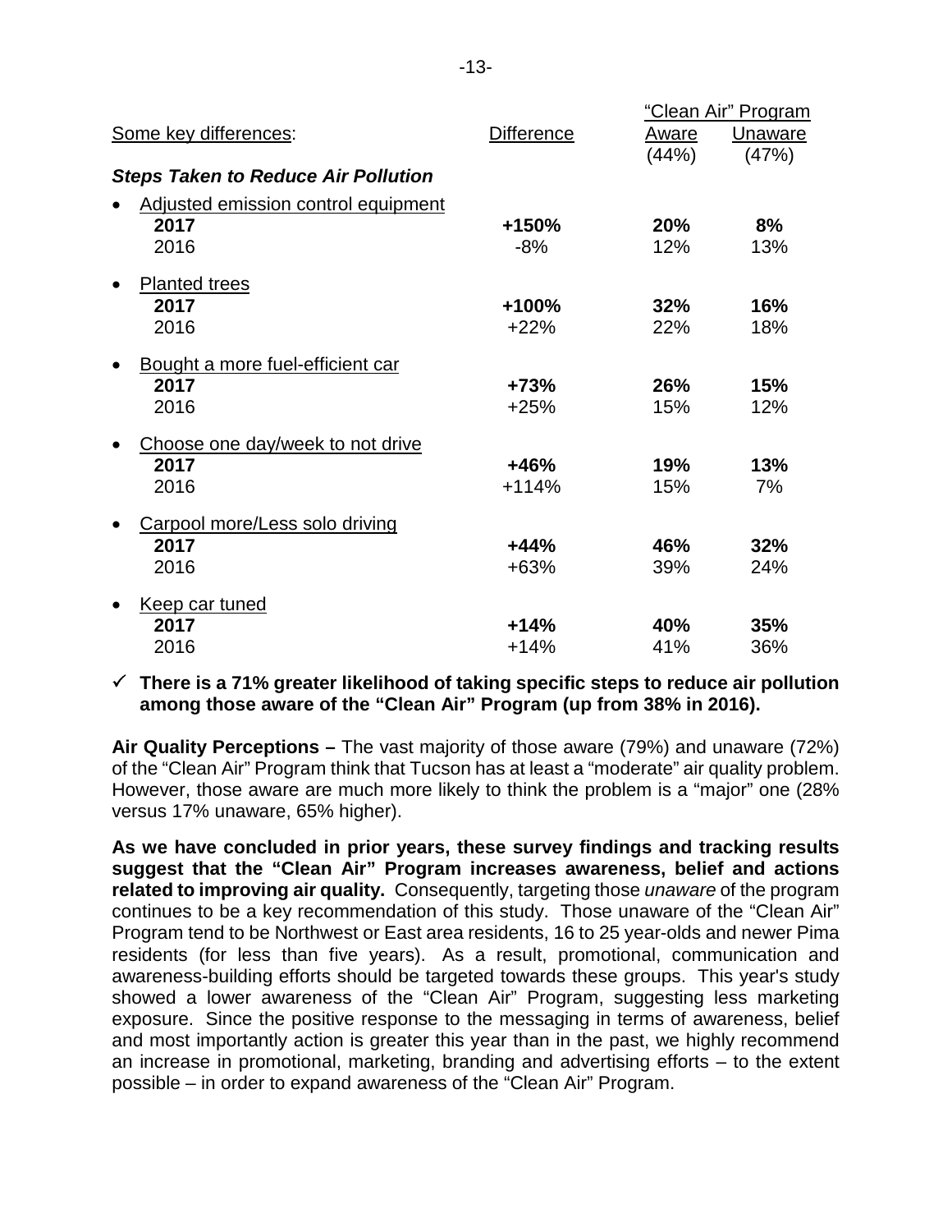| Some key differences: | Difference | "Clean Air" Program Aware (44%) | "Clean Air" Program Unaware (47%) |
|---|---|---|---|
| ***Steps Taken to Reduce Air Pollution*** | | | |
| • Adjusted emission control equipment | | | |
| **2017** | **+150%** | **20%** | **8%** |
| 2016 | -8% | 12% | 13% |
| • Planted trees | | | |
| **2017** | **+100%** | **32%** | **16%** |
| 2016 | +22% | 22% | 18% |
| • Bought a more fuel-efficient car | | | |
| **2017** | **+73%** | **26%** | **15%** |
| 2016 | +25% | 15% | 12% |
| • Choose one day/week to not drive | | | |
| **2017** | **+46%** | **19%** | **13%** |
| 2016 | +114% | 15% | 7% |
| • Carpool more/Less solo driving | | | |
| **2017** | **+44%** | **46%** | **32%** |
| 2016 | +63% | 39% | 24% |
| • Keep car tuned | | | |
| **2017** | **+14%** | **40%** | **35%** |
| 2016 | +14% | 41% | 36% |

✓ **There is a 71% greater likelihood of taking specific steps to reduce air pollution among those aware of the "Clean Air" Program (up from 38% in 2016).**

**Air Quality Perceptions –** The vast majority of those aware (79%) and unaware (72%) of the "Clean Air" Program think that Tucson has at least a "moderate" air quality problem. However, those aware are much more likely to think the problem is a "major" one (28% versus 17% unaware, 65% higher).

**As we have concluded in prior years, these survey findings and tracking results suggest that the "Clean Air" Program increases awareness, belief and actions related to improving air quality.** Consequently, targeting those *unaware* of the program continues to be a key recommendation of this study. Those unaware of the "Clean Air" Program tend to be Northwest or East area residents, 16 to 25 year-olds and newer Pima residents (for less than five years). As a result, promotional, communication and awareness-building efforts should be targeted towards these groups. This year's study showed a lower awareness of the "Clean Air" Program, suggesting less marketing exposure. Since the positive response to the messaging in terms of awareness, belief and most importantly action is greater this year than in the past, we highly recommend an increase in promotional, marketing, branding and advertising efforts – to the extent possible – in order to expand awareness of the "Clean Air" Program.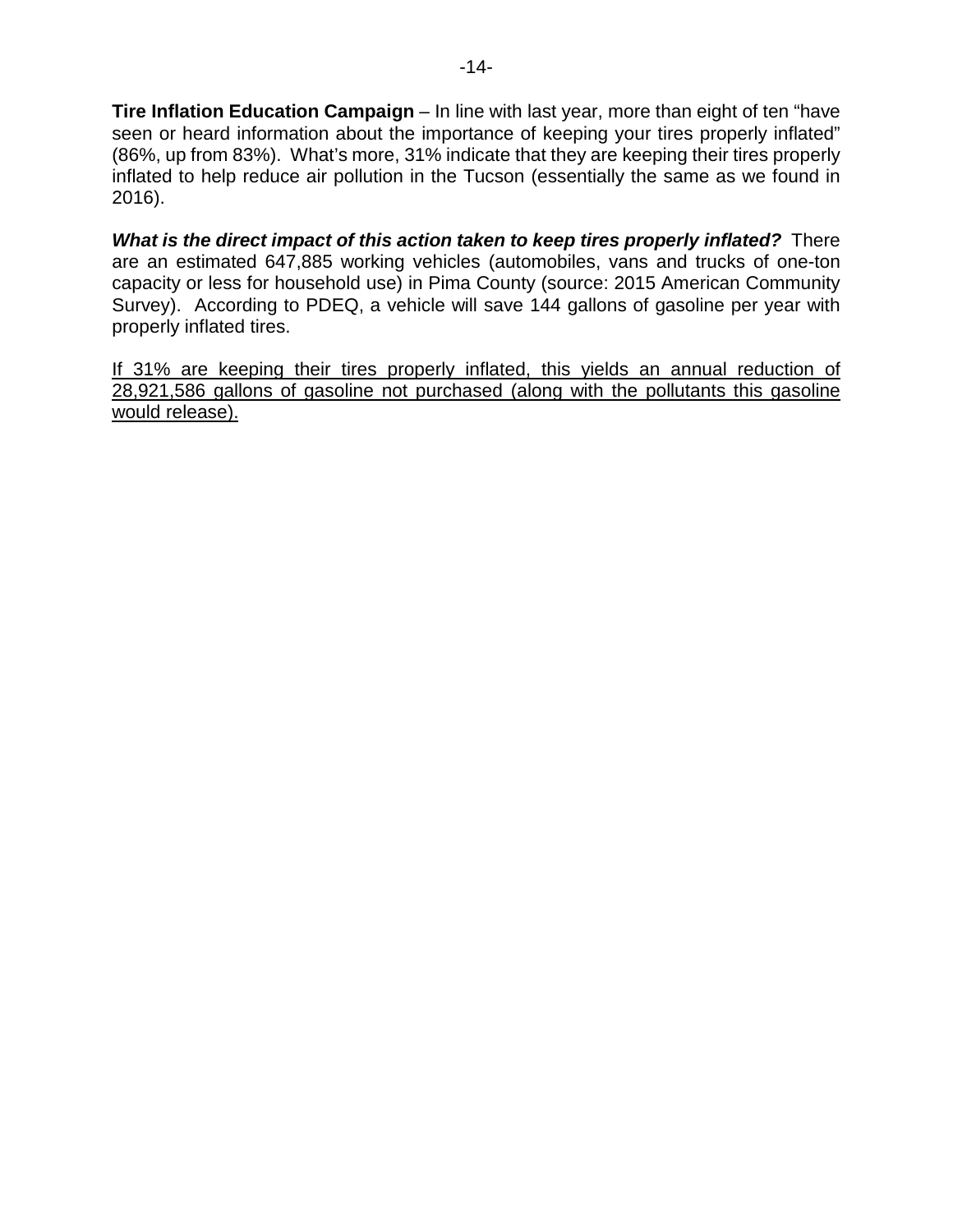**Tire Inflation Education Campaign** – In line with last year, more than eight of ten "have seen or heard information about the importance of keeping your tires properly inflated" (86%, up from 83%). What's more, 31% indicate that they are keeping their tires properly inflated to help reduce air pollution in the Tucson (essentially the same as we found in 2016).

***What is the direct impact of this action taken to keep tires properly inflated?*** There are an estimated 647,885 working vehicles (automobiles, vans and trucks of one-ton capacity or less for household use) in Pima County (source: 2015 American Community Survey). According to PDEQ, a vehicle will save 144 gallons of gasoline per year with properly inflated tires.

<u>If 31% are keeping their tires properly inflated, this yields an annual reduction of 28,921,586 gallons of gasoline not purchased (along with the pollutants this gasoline would release).</u>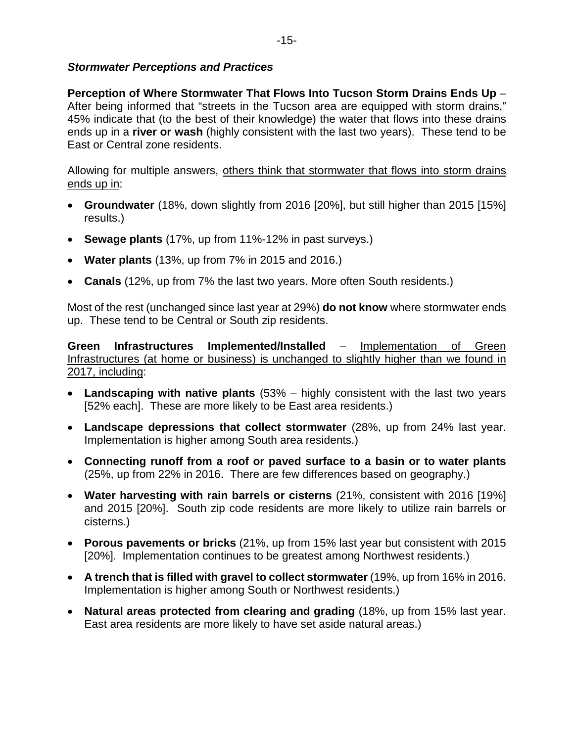### *Stormwater Perceptions and Practices*

**Perception of Where Stormwater That Flows Into Tucson Storm Drains Ends Up** – After being informed that "streets in the Tucson area are equipped with storm drains," 45% indicate that (to the best of their knowledge) the water that flows into these drains ends up in a **river or wash** (highly consistent with the last two years). These tend to be East or Central zone residents.

Allowing for multiple answers, others think that stormwater that flows into storm drains ends up in:

- **Groundwater** (18%, down slightly from 2016 [20%], but still higher than 2015 [15%] results.)
- **Sewage plants** (17%, up from 11%-12% in past surveys.)
- **Water plants** (13%, up from 7% in 2015 and 2016.)
- **Canals** (12%, up from 7% the last two years. More often South residents.)

Most of the rest (unchanged since last year at 29%) **do not know** where stormwater ends up. These tend to be Central or South zip residents.

**Green Infrastructures Implemented/Installed** – Implementation of Green Infrastructures (at home or business) is unchanged to slightly higher than we found in 2017, including:

- **Landscaping with native plants** (53% – highly consistent with the last two years [52% each]. These are more likely to be East area residents.)
- **Landscape depressions that collect stormwater** (28%, up from 24% last year. Implementation is higher among South area residents.)
- **Connecting runoff from a roof or paved surface to a basin or to water plants** (25%, up from 22% in 2016. There are few differences based on geography.)
- **Water harvesting with rain barrels or cisterns** (21%, consistent with 2016 [19%] and 2015 [20%]. South zip code residents are more likely to utilize rain barrels or cisterns.)
- **Porous pavements or bricks** (21%, up from 15% last year but consistent with 2015 [20%]. Implementation continues to be greatest among Northwest residents.)
- **A trench that is filled with gravel to collect stormwater** (19%, up from 16% in 2016. Implementation is higher among South or Northwest residents.)
- **Natural areas protected from clearing and grading** (18%, up from 15% last year. East area residents are more likely to have set aside natural areas.)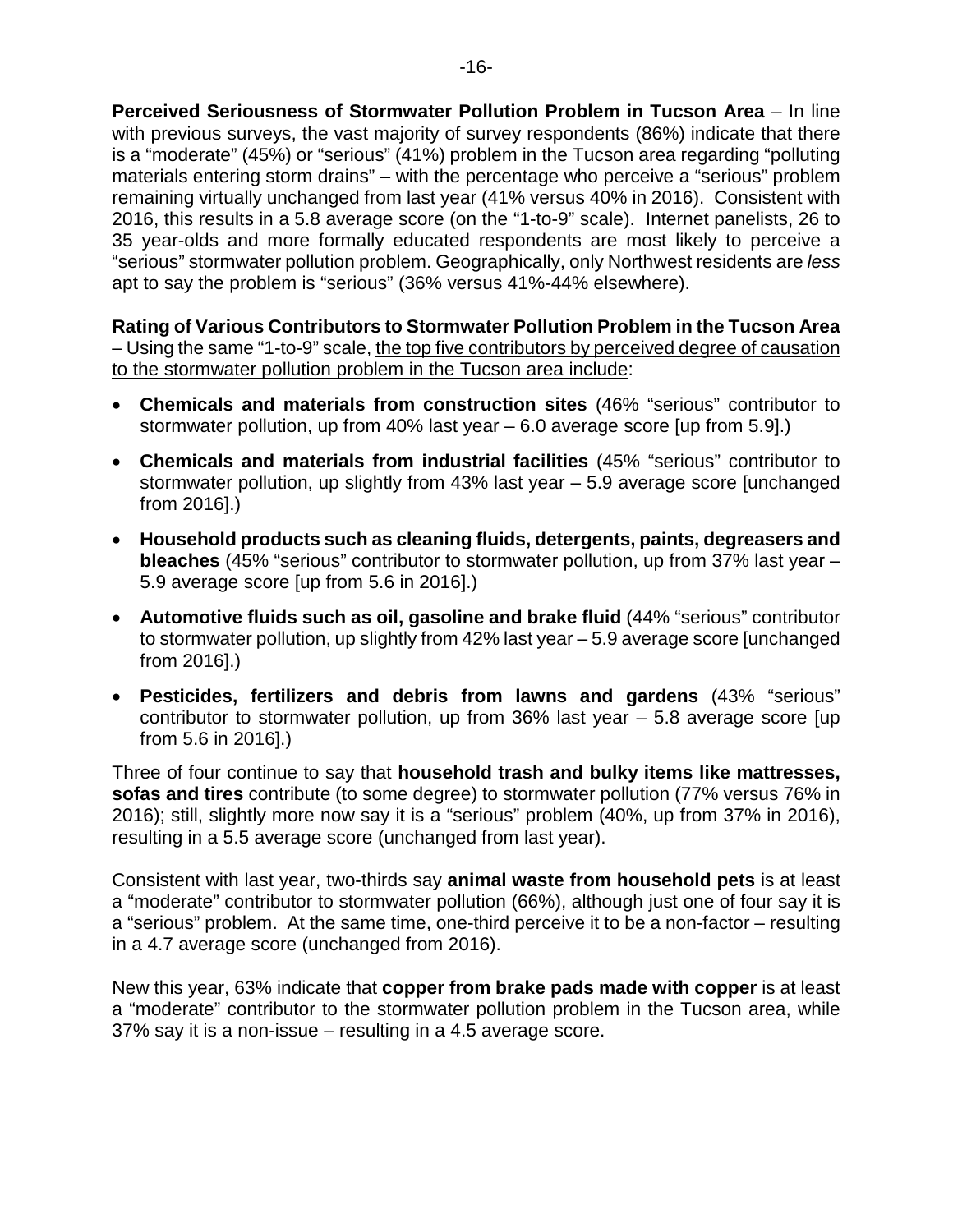**Perceived Seriousness of Stormwater Pollution Problem in Tucson Area** – In line with previous surveys, the vast majority of survey respondents (86%) indicate that there is a "moderate" (45%) or "serious" (41%) problem in the Tucson area regarding "polluting materials entering storm drains" – with the percentage who perceive a "serious" problem remaining virtually unchanged from last year (41% versus 40% in 2016). Consistent with 2016, this results in a 5.8 average score (on the "1-to-9" scale). Internet panelists, 26 to 35 year-olds and more formally educated respondents are most likely to perceive a "serious" stormwater pollution problem. Geographically, only Northwest residents are *less* apt to say the problem is "serious" (36% versus 41%-44% elsewhere).

**Rating of Various Contributors to Stormwater Pollution Problem in the Tucson Area** – Using the same "1-to-9" scale, <u>the top five contributors by perceived degree of causation to the stormwater pollution problem in the Tucson area include</u>:

- **Chemicals and materials from construction sites** (46% "serious" contributor to stormwater pollution, up from 40% last year – 6.0 average score [up from 5.9].)
- **Chemicals and materials from industrial facilities** (45% "serious" contributor to stormwater pollution, up slightly from 43% last year – 5.9 average score [unchanged from 2016].)
- **Household products such as cleaning fluids, detergents, paints, degreasers and bleaches** (45% "serious" contributor to stormwater pollution, up from 37% last year – 5.9 average score [up from 5.6 in 2016].)
- **Automotive fluids such as oil, gasoline and brake fluid** (44% "serious" contributor to stormwater pollution, up slightly from 42% last year – 5.9 average score [unchanged from 2016].)
- **Pesticides, fertilizers and debris from lawns and gardens** (43% "serious" contributor to stormwater pollution, up from 36% last year – 5.8 average score [up from 5.6 in 2016].)

Three of four continue to say that **household trash and bulky items like mattresses, sofas and tires** contribute (to some degree) to stormwater pollution (77% versus 76% in 2016); still, slightly more now say it is a "serious" problem (40%, up from 37% in 2016), resulting in a 5.5 average score (unchanged from last year).

Consistent with last year, two-thirds say **animal waste from household pets** is at least a "moderate" contributor to stormwater pollution (66%), although just one of four say it is a "serious" problem. At the same time, one-third perceive it to be a non-factor – resulting in a 4.7 average score (unchanged from 2016).

New this year, 63% indicate that **copper from brake pads made with copper** is at least a "moderate" contributor to the stormwater pollution problem in the Tucson area, while 37% say it is a non-issue – resulting in a 4.5 average score.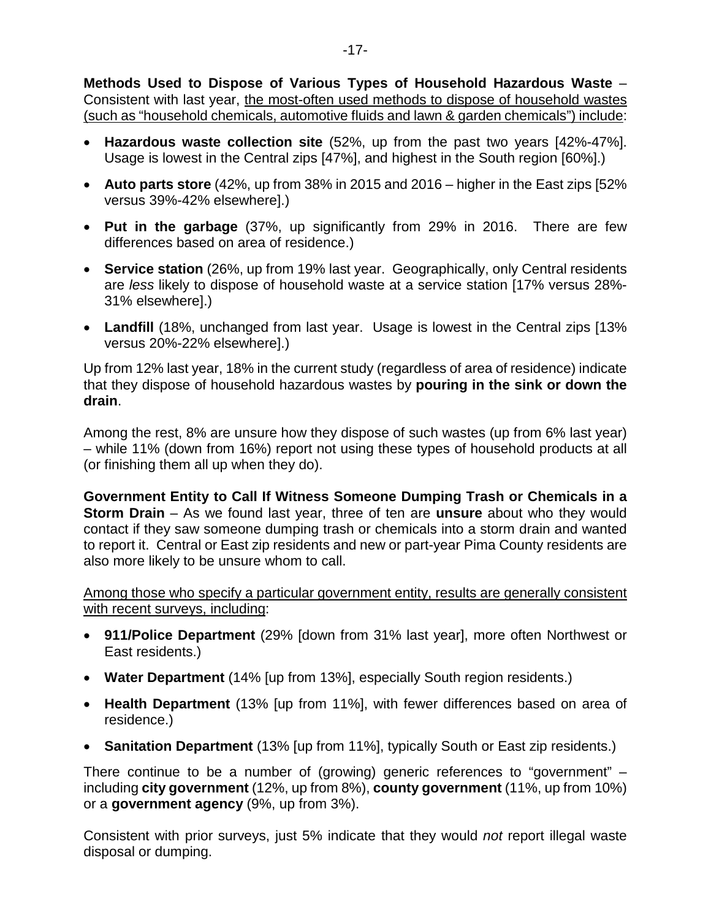**Methods Used to Dispose of Various Types of Household Hazardous Waste** – Consistent with last year, the most-often used methods to dispose of household wastes (such as "household chemicals, automotive fluids and lawn & garden chemicals") include:

- **Hazardous waste collection site** (52%, up from the past two years [42%-47%]. Usage is lowest in the Central zips [47%], and highest in the South region [60%].)
- **Auto parts store** (42%, up from 38% in 2015 and 2016 – higher in the East zips [52% versus 39%-42% elsewhere].)
- **Put in the garbage** (37%, up significantly from 29% in 2016. There are few differences based on area of residence.)
- **Service station** (26%, up from 19% last year. Geographically, only Central residents are *less* likely to dispose of household waste at a service station [17% versus 28%-31% elsewhere].)
- **Landfill** (18%, unchanged from last year. Usage is lowest in the Central zips [13% versus 20%-22% elsewhere].)

Up from 12% last year, 18% in the current study (regardless of area of residence) indicate that they dispose of household hazardous wastes by **pouring in the sink or down the drain**.

Among the rest, 8% are unsure how they dispose of such wastes (up from 6% last year) – while 11% (down from 16%) report not using these types of household products at all (or finishing them all up when they do).

**Government Entity to Call If Witness Someone Dumping Trash or Chemicals in a Storm Drain** – As we found last year, three of ten are **unsure** about who they would contact if they saw someone dumping trash or chemicals into a storm drain and wanted to report it. Central or East zip residents and new or part-year Pima County residents are also more likely to be unsure whom to call.

Among those who specify a particular government entity, results are generally consistent with recent surveys, including:

- **911/Police Department** (29% [down from 31% last year], more often Northwest or East residents.)
- **Water Department** (14% [up from 13%], especially South region residents.)
- **Health Department** (13% [up from 11%], with fewer differences based on area of residence.)
- **Sanitation Department** (13% [up from 11%], typically South or East zip residents.)

There continue to be a number of (growing) generic references to "government" – including **city government** (12%, up from 8%), **county government** (11%, up from 10%) or a **government agency** (9%, up from 3%).

Consistent with prior surveys, just 5% indicate that they would *not* report illegal waste disposal or dumping.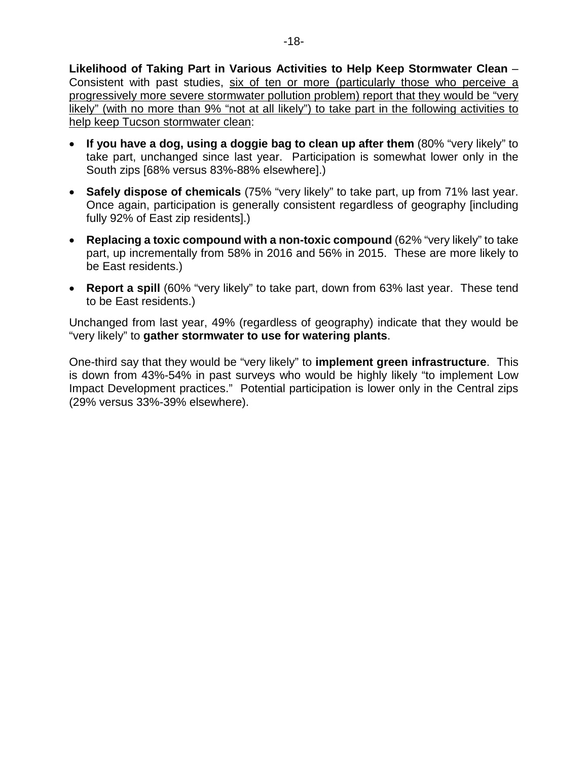**Likelihood of Taking Part in Various Activities to Help Keep Stormwater Clean** – Consistent with past studies, <u>six of ten or more (particularly those who perceive a progressively more severe stormwater pollution problem) report that they would be "very likely" (with no more than 9% "not at all likely") to take part in the following activities to help keep Tucson stormwater clean</u>:

- **If you have a dog, using a doggie bag to clean up after them** (80% "very likely" to take part, unchanged since last year. Participation is somewhat lower only in the South zips [68% versus 83%-88% elsewhere].)
- **Safely dispose of chemicals** (75% "very likely" to take part, up from 71% last year. Once again, participation is generally consistent regardless of geography [including fully 92% of East zip residents].)
- **Replacing a toxic compound with a non-toxic compound** (62% "very likely" to take part, up incrementally from 58% in 2016 and 56% in 2015. These are more likely to be East residents.)
- **Report a spill** (60% "very likely" to take part, down from 63% last year. These tend to be East residents.)

Unchanged from last year, 49% (regardless of geography) indicate that they would be "very likely" to **gather stormwater to use for watering plants**.

One-third say that they would be "very likely" to **implement green infrastructure**. This is down from 43%-54% in past surveys who would be highly likely "to implement Low Impact Development practices." Potential participation is lower only in the Central zips (29% versus 33%-39% elsewhere).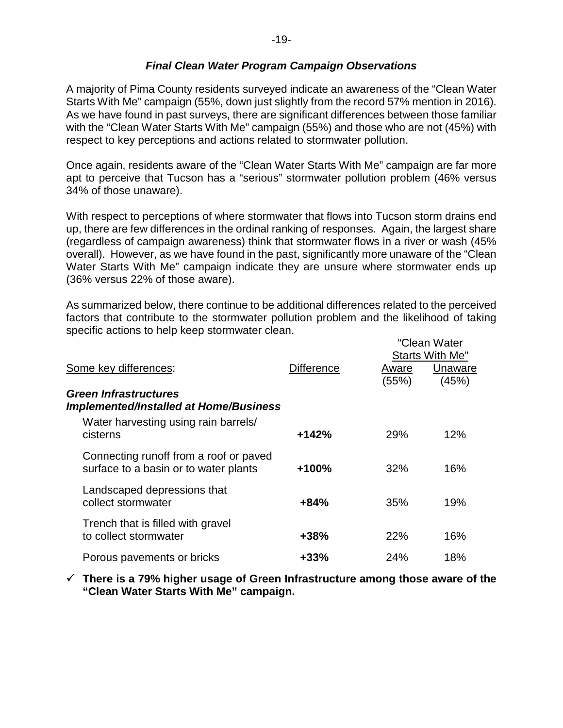### *Final Clean Water Program Campaign Observations*

A majority of Pima County residents surveyed indicate an awareness of the "Clean Water Starts With Me" campaign (55%, down just slightly from the record 57% mention in 2016). As we have found in past surveys, there are significant differences between those familiar with the "Clean Water Starts With Me" campaign (55%) and those who are not (45%) with respect to key perceptions and actions related to stormwater pollution.

Once again, residents aware of the "Clean Water Starts With Me" campaign are far more apt to perceive that Tucson has a "serious" stormwater pollution problem (46% versus 34% of those unaware).

With respect to perceptions of where stormwater that flows into Tucson storm drains end up, there are few differences in the ordinal ranking of responses. Again, the largest share (regardless of campaign awareness) think that stormwater flows in a river or wash (45% overall). However, as we have found in the past, significantly more unaware of the "Clean Water Starts With Me" campaign indicate they are unsure where stormwater ends up (36% versus 22% of those aware).

As summarized below, there continue to be additional differences related to the perceived factors that contribute to the stormwater pollution problem and the likelihood of taking specific actions to help keep stormwater clean.

| Some key differences: | Difference | "Clean Water Starts With Me" Aware (55%) | "Clean Water Starts With Me" Unaware (45%) |
|---|---|---|---|
| ***Green Infrastructures Implemented/Installed at Home/Business*** | | | |
| Water harvesting using rain barrels/ cisterns | **+142%** | 29% | 12% |
| Connecting runoff from a roof or paved surface to a basin or to water plants | **+100%** | 32% | 16% |
| Landscaped depressions that collect stormwater | **+84%** | 35% | 19% |
| Trench that is filled with gravel to collect stormwater | **+38%** | 22% | 16% |
| Porous pavements or bricks | **+33%** | 24% | 18% |

✓ **There is a 79% higher usage of Green Infrastructure among those aware of the "Clean Water Starts With Me" campaign.**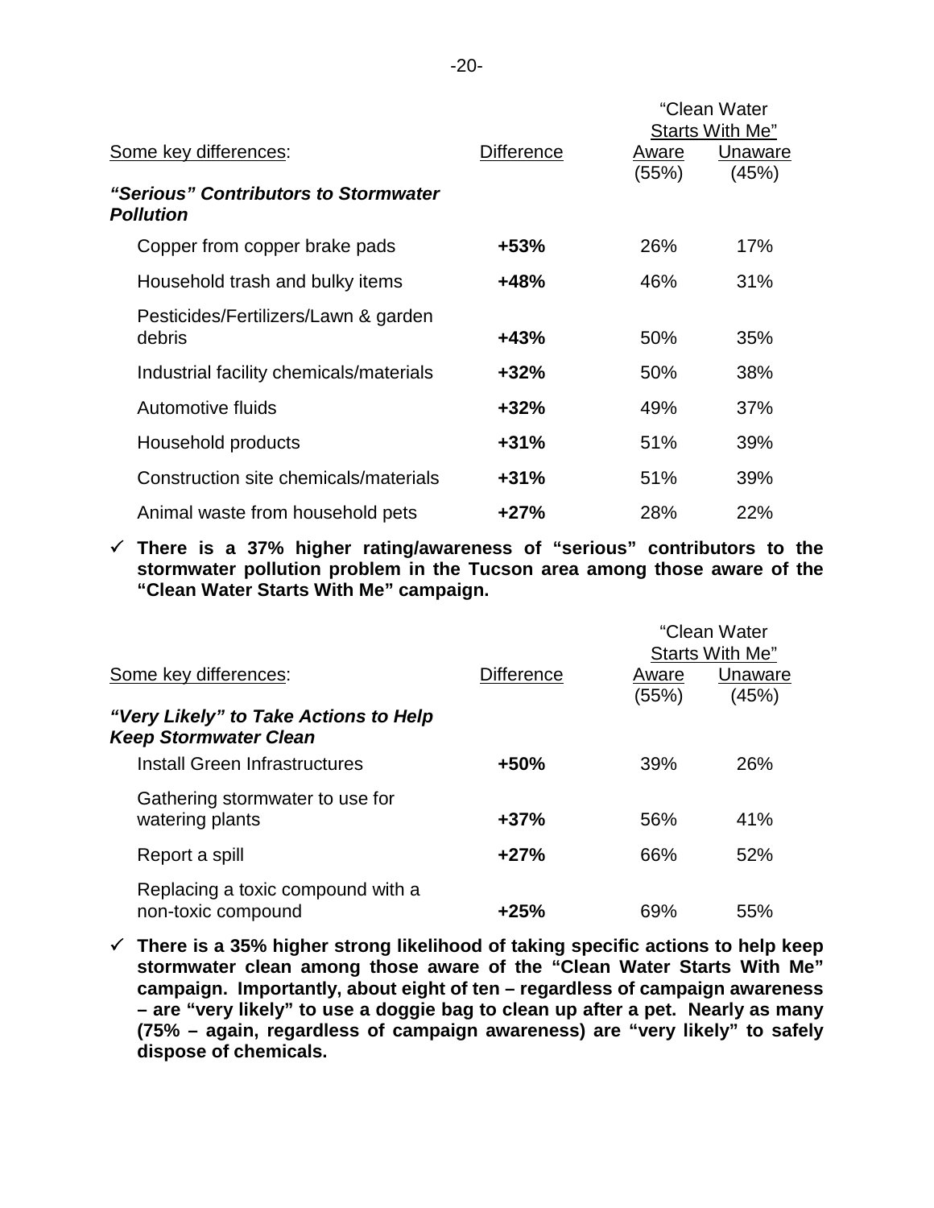| Some key differences: | Difference | "Clean Water Starts With Me" Aware (55%) | Unaware (45%) |
|---|---|---|---|
| ***"Serious" Contributors to Stormwater Pollution*** | | | |
| Copper from copper brake pads | **+53%** | 26% | 17% |
| Household trash and bulky items | **+48%** | 46% | 31% |
| Pesticides/Fertilizers/Lawn & garden debris | **+43%** | 50% | 35% |
| Industrial facility chemicals/materials | **+32%** | 50% | 38% |
| Automotive fluids | **+32%** | 49% | 37% |
| Household products | **+31%** | 51% | 39% |
| Construction site chemicals/materials | **+31%** | 51% | 39% |
| Animal waste from household pets | **+27%** | 28% | 22% |

- ✓ **There is a 37% higher rating/awareness of "serious" contributors to the stormwater pollution problem in the Tucson area among those aware of the "Clean Water Starts With Me" campaign.**

| Some key differences: | Difference | "Clean Water Starts With Me" Aware (55%) | Unaware (45%) |
|---|---|---|---|
| ***"Very Likely" to Take Actions to Help Keep Stormwater Clean*** | | | |
| Install Green Infrastructures | **+50%** | 39% | 26% |
| Gathering stormwater to use for watering plants | **+37%** | 56% | 41% |
| Report a spill | **+27%** | 66% | 52% |
| Replacing a toxic compound with a non-toxic compound | **+25%** | 69% | 55% |

- ✓ **There is a 35% higher strong likelihood of taking specific actions to help keep stormwater clean among those aware of the "Clean Water Starts With Me" campaign. Importantly, about eight of ten – regardless of campaign awareness – are "very likely" to use a doggie bag to clean up after a pet. Nearly as many (75% – again, regardless of campaign awareness) are "very likely" to safely dispose of chemicals.**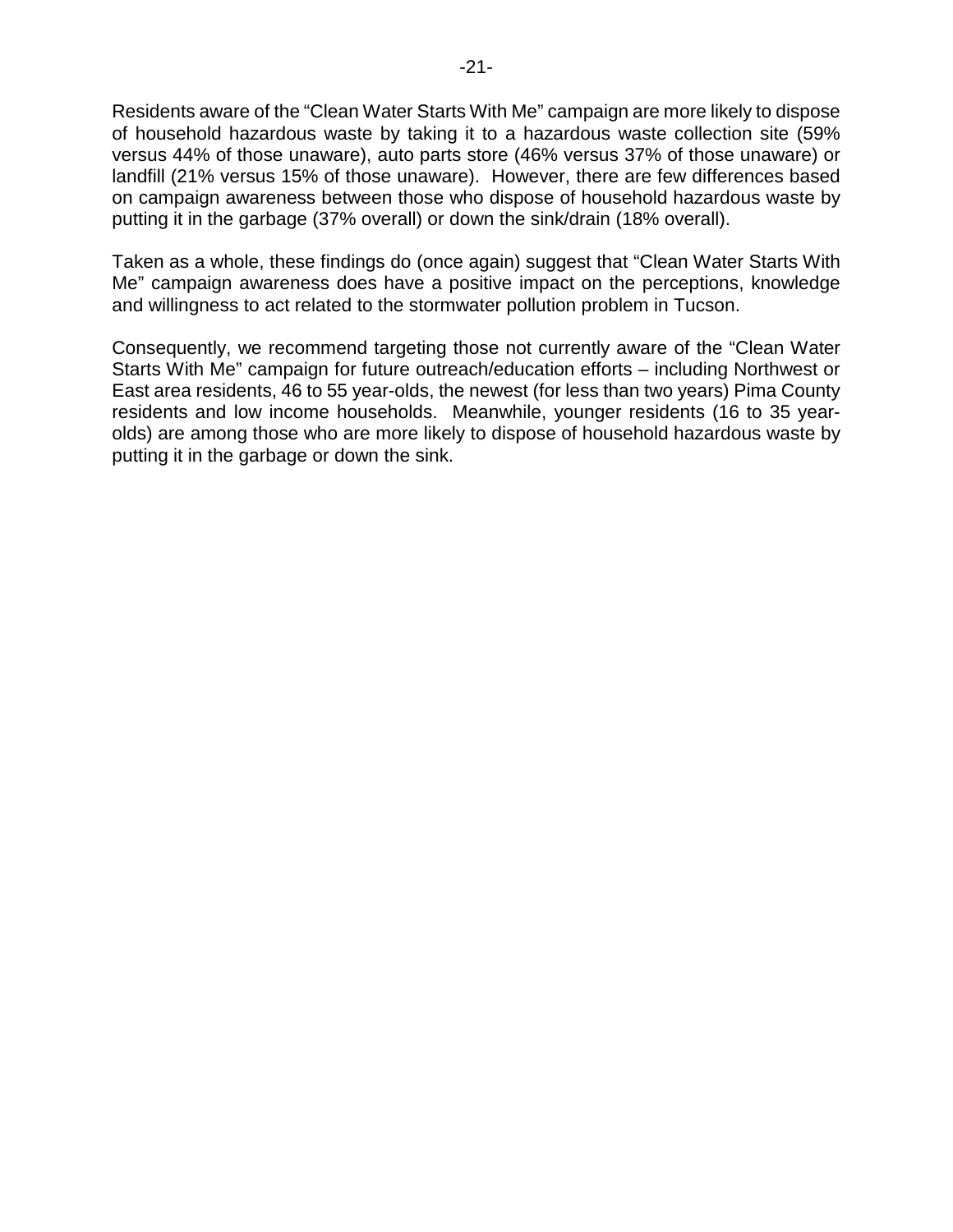Residents aware of the "Clean Water Starts With Me" campaign are more likely to dispose of household hazardous waste by taking it to a hazardous waste collection site (59% versus 44% of those unaware), auto parts store (46% versus 37% of those unaware) or landfill (21% versus 15% of those unaware). However, there are few differences based on campaign awareness between those who dispose of household hazardous waste by putting it in the garbage (37% overall) or down the sink/drain (18% overall).

Taken as a whole, these findings do (once again) suggest that "Clean Water Starts With Me" campaign awareness does have a positive impact on the perceptions, knowledge and willingness to act related to the stormwater pollution problem in Tucson.

Consequently, we recommend targeting those not currently aware of the "Clean Water Starts With Me" campaign for future outreach/education efforts – including Northwest or East area residents, 46 to 55 year-olds, the newest (for less than two years) Pima County residents and low income households. Meanwhile, younger residents (16 to 35 year-olds) are among those who are more likely to dispose of household hazardous waste by putting it in the garbage or down the sink.